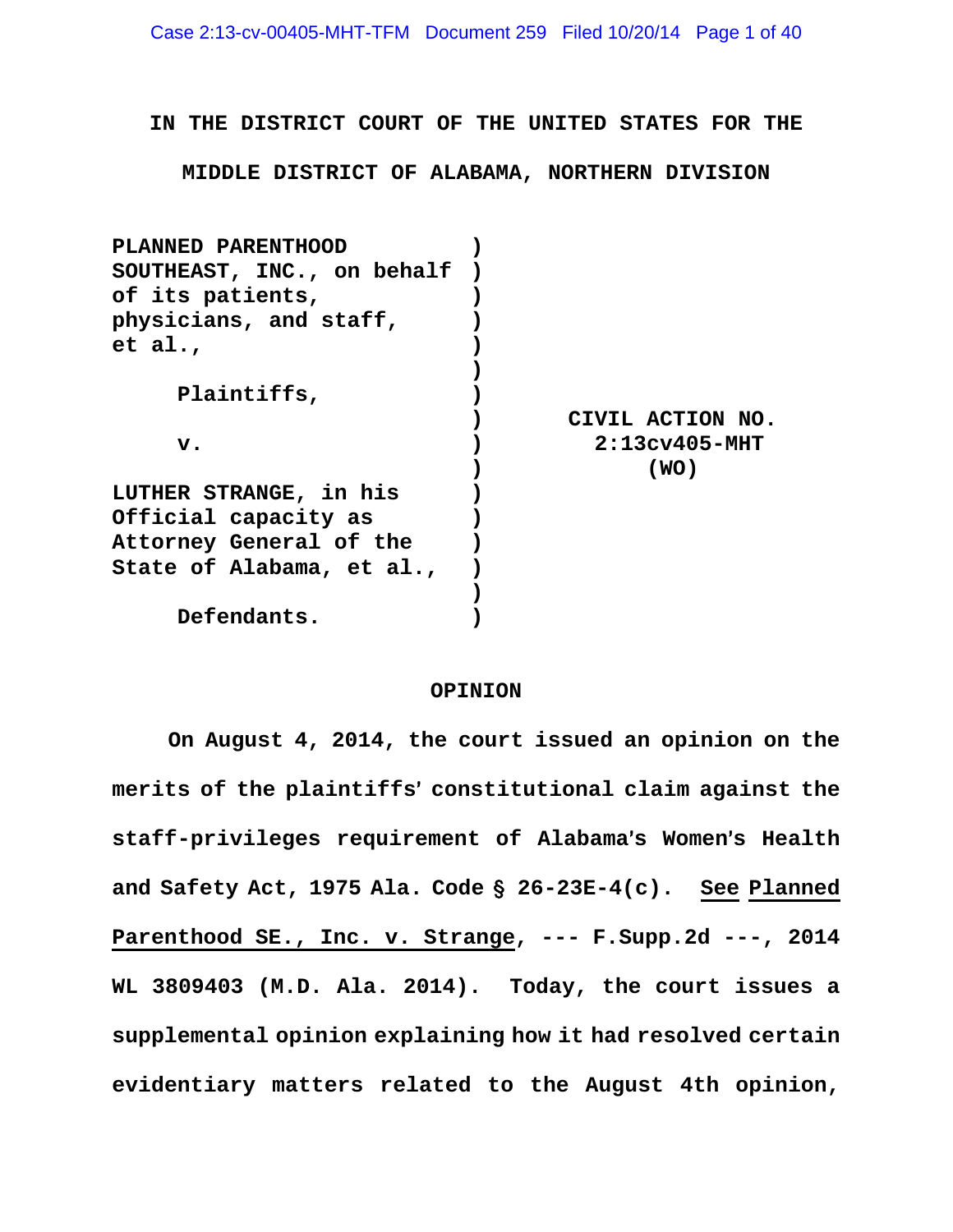IN THE DISTRICT COURT OF THE UNITED STATES FOR THE

MIDDLE DISTRICT OF ALABAMA, NORTHERN DIVISION

| | | |
|---|---|---|
| PLANNED PARENTHOOD SOUTHEAST, INC., on behalf of its patients, physicians, and staff, et al., | ) | |
| Plaintiffs, | ) | |
| v. | ) | CIVIL ACTION NO. 2:13cv405-MHT (WO) |
| LUTHER STRANGE, in his Official capacity as Attorney General of the State of Alabama, et al., | ) | |
| Defendants. | ) | |

## OPINION

On August 4, 2014, the court issued an opinion on the merits of the plaintiffs' constitutional claim against the staff-privileges requirement of Alabama's Women's Health and Safety Act, 1975 Ala. Code § 26-23E-4(c). See Planned Parenthood SE., Inc. v. Strange, --- F.Supp.2d ---, 2014 WL 3809403 (M.D. Ala. 2014). Today, the court issues a supplemental opinion explaining how it had resolved certain evidentiary matters related to the August 4th opinion,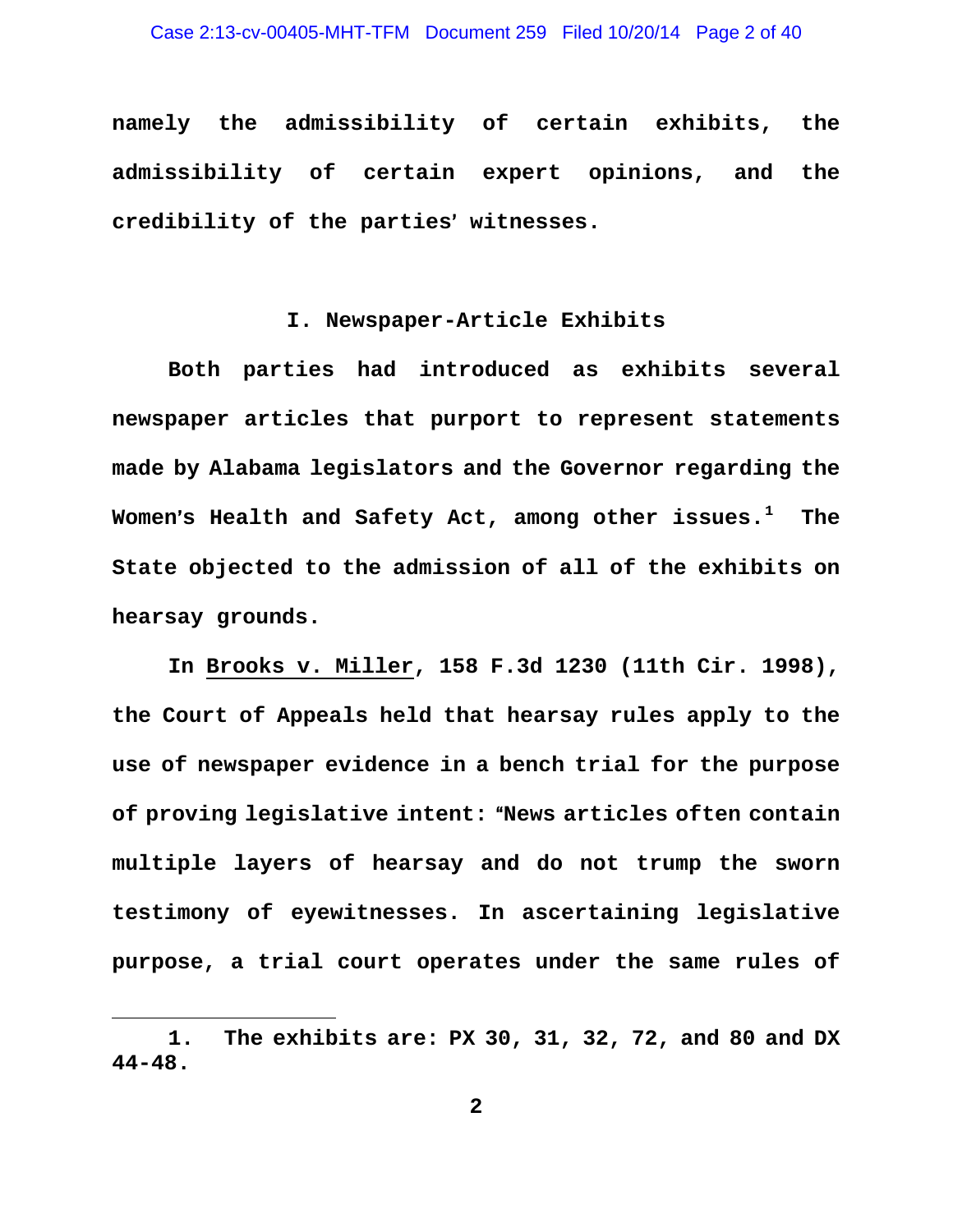namely the admissibility of certain exhibits, the admissibility of certain expert opinions, and the credibility of the parties' witnesses.

## I. Newspaper-Article Exhibits

Both parties had introduced as exhibits several newspaper articles that purport to represent statements made by Alabama legislators and the Governor regarding the Women's Health and Safety Act, among other issues.[1] The State objected to the admission of all of the exhibits on hearsay grounds.

In Brooks v. Miller, 158 F.3d 1230 (11th Cir. 1998), the Court of Appeals held that hearsay rules apply to the use of newspaper evidence in a bench trial for the purpose of proving legislative intent: "News articles often contain multiple layers of hearsay and do not trump the sworn testimony of eyewitnesses. In ascertaining legislative purpose, a trial court operates under the same rules of

---

1. The exhibits are: PX 30, 31, 32, 72, and 80 and DX 44-48.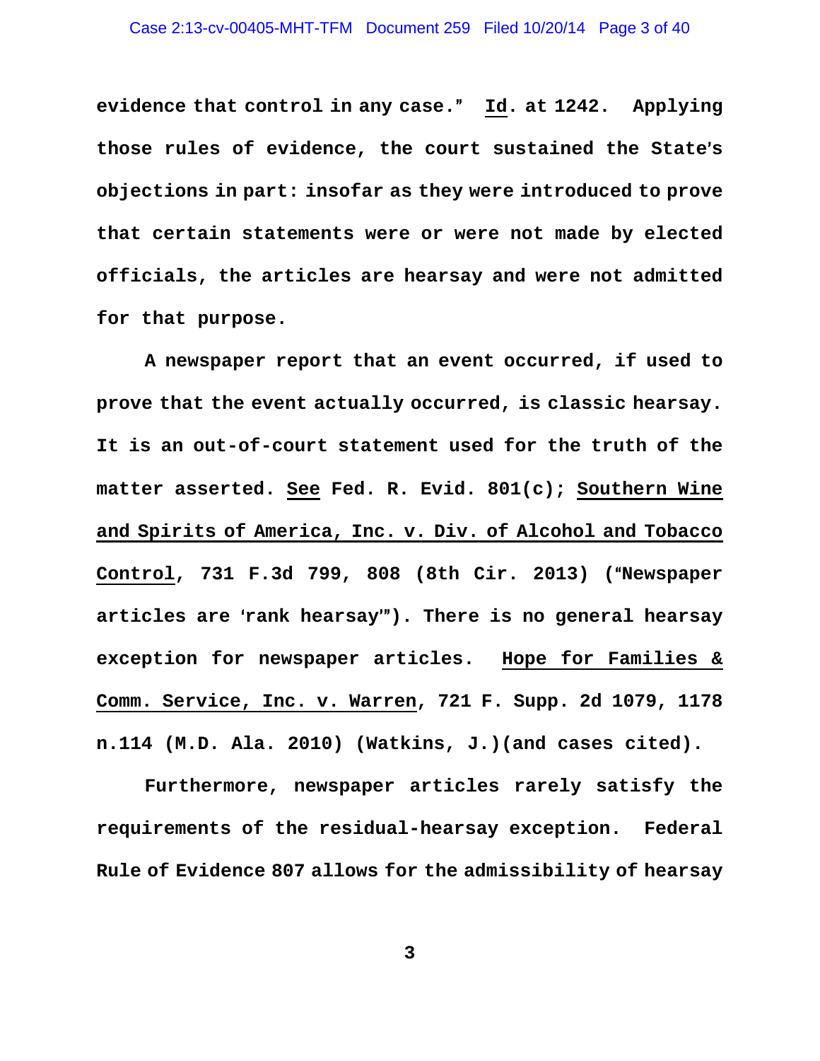evidence that control in any case." Id. at 1242. Applying those rules of evidence, the court sustained the State's objections in part: insofar as they were introduced to prove that certain statements were or were not made by elected officials, the articles are hearsay and were not admitted for that purpose.

A newspaper report that an event occurred, if used to prove that the event actually occurred, is classic hearsay. It is an out-of-court statement used for the truth of the matter asserted. See Fed. R. Evid. 801(c); Southern Wine and Spirits of America, Inc. v. Div. of Alcohol and Tobacco Control, 731 F.3d 799, 808 (8th Cir. 2013) ("Newspaper articles are 'rank hearsay'"). There is no general hearsay exception for newspaper articles. Hope for Families & Comm. Service, Inc. v. Warren, 721 F. Supp. 2d 1079, 1178 n.114 (M.D. Ala. 2010) (Watkins, J.)(and cases cited).

Furthermore, newspaper articles rarely satisfy the requirements of the residual-hearsay exception. Federal Rule of Evidence 807 allows for the admissibility of hearsay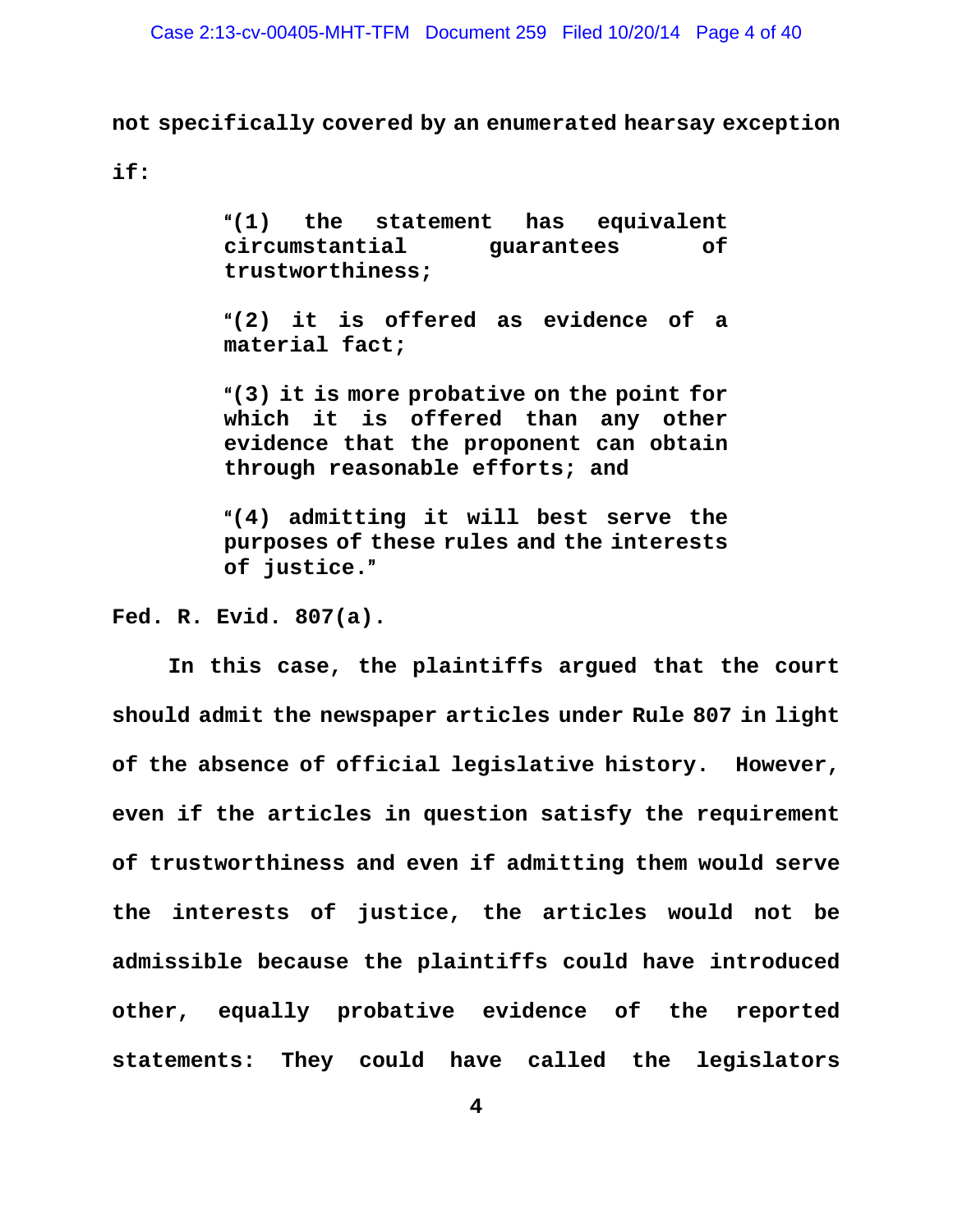not specifically covered by an enumerated hearsay exception if:

> "(1) the statement has equivalent circumstantial guarantees of trustworthiness;
>
> "(2) it is offered as evidence of a material fact;
>
> "(3) it is more probative on the point for which it is offered than any other evidence that the proponent can obtain through reasonable efforts; and
>
> "(4) admitting it will best serve the purposes of these rules and the interests of justice."

Fed. R. Evid. 807(a).

In this case, the plaintiffs argued that the court should admit the newspaper articles under Rule 807 in light of the absence of official legislative history. However, even if the articles in question satisfy the requirement of trustworthiness and even if admitting them would serve the interests of justice, the articles would not be admissible because the plaintiffs could have introduced other, equally probative evidence of the reported statements: They could have called the legislators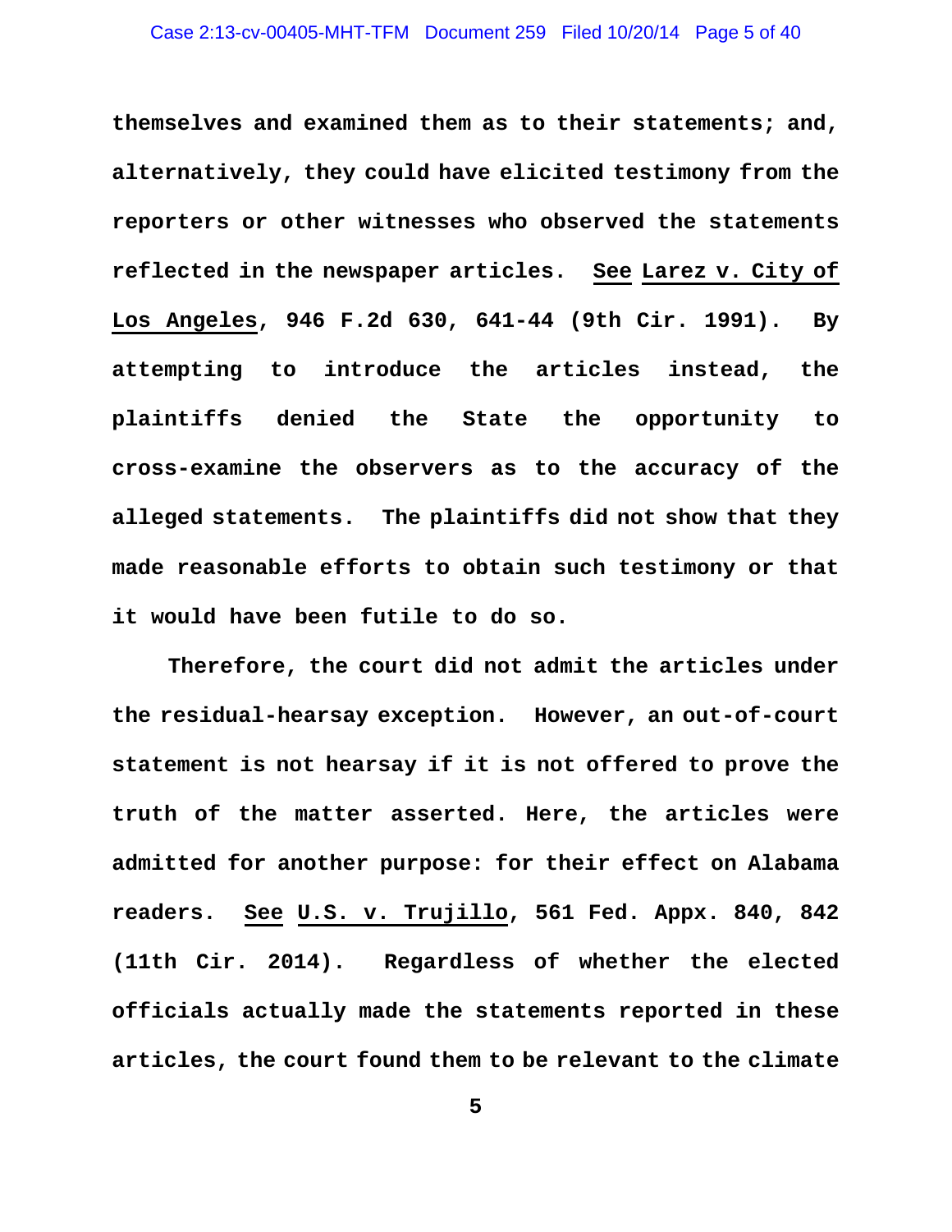themselves and examined them as to their statements; and, alternatively, they could have elicited testimony from the reporters or other witnesses who observed the statements reflected in the newspaper articles. See Larez v. City of Los Angeles, 946 F.2d 630, 641-44 (9th Cir. 1991). By attempting to introduce the articles instead, the plaintiffs denied the State the opportunity to cross-examine the observers as to the accuracy of the alleged statements. The plaintiffs did not show that they made reasonable efforts to obtain such testimony or that it would have been futile to do so.

Therefore, the court did not admit the articles under the residual-hearsay exception. However, an out-of-court statement is not hearsay if it is not offered to prove the truth of the matter asserted. Here, the articles were admitted for another purpose: for their effect on Alabama readers. See U.S. v. Trujillo, 561 Fed. Appx. 840, 842 (11th Cir. 2014). Regardless of whether the elected officials actually made the statements reported in these articles, the court found them to be relevant to the climate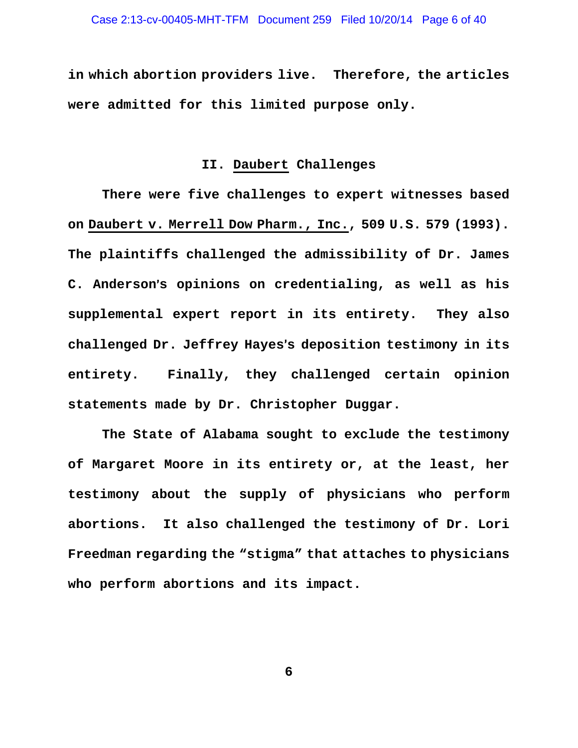in which abortion providers live. Therefore, the articles were admitted for this limited purpose only.

## II. Daubert Challenges

There were five challenges to expert witnesses based on Daubert v. Merrell Dow Pharm., Inc., 509 U.S. 579 (1993). The plaintiffs challenged the admissibility of Dr. James C. Anderson's opinions on credentialing, as well as his supplemental expert report in its entirety. They also challenged Dr. Jeffrey Hayes's deposition testimony in its entirety. Finally, they challenged certain opinion statements made by Dr. Christopher Duggar.

The State of Alabama sought to exclude the testimony of Margaret Moore in its entirety or, at the least, her testimony about the supply of physicians who perform abortions. It also challenged the testimony of Dr. Lori Freedman regarding the "stigma" that attaches to physicians who perform abortions and its impact.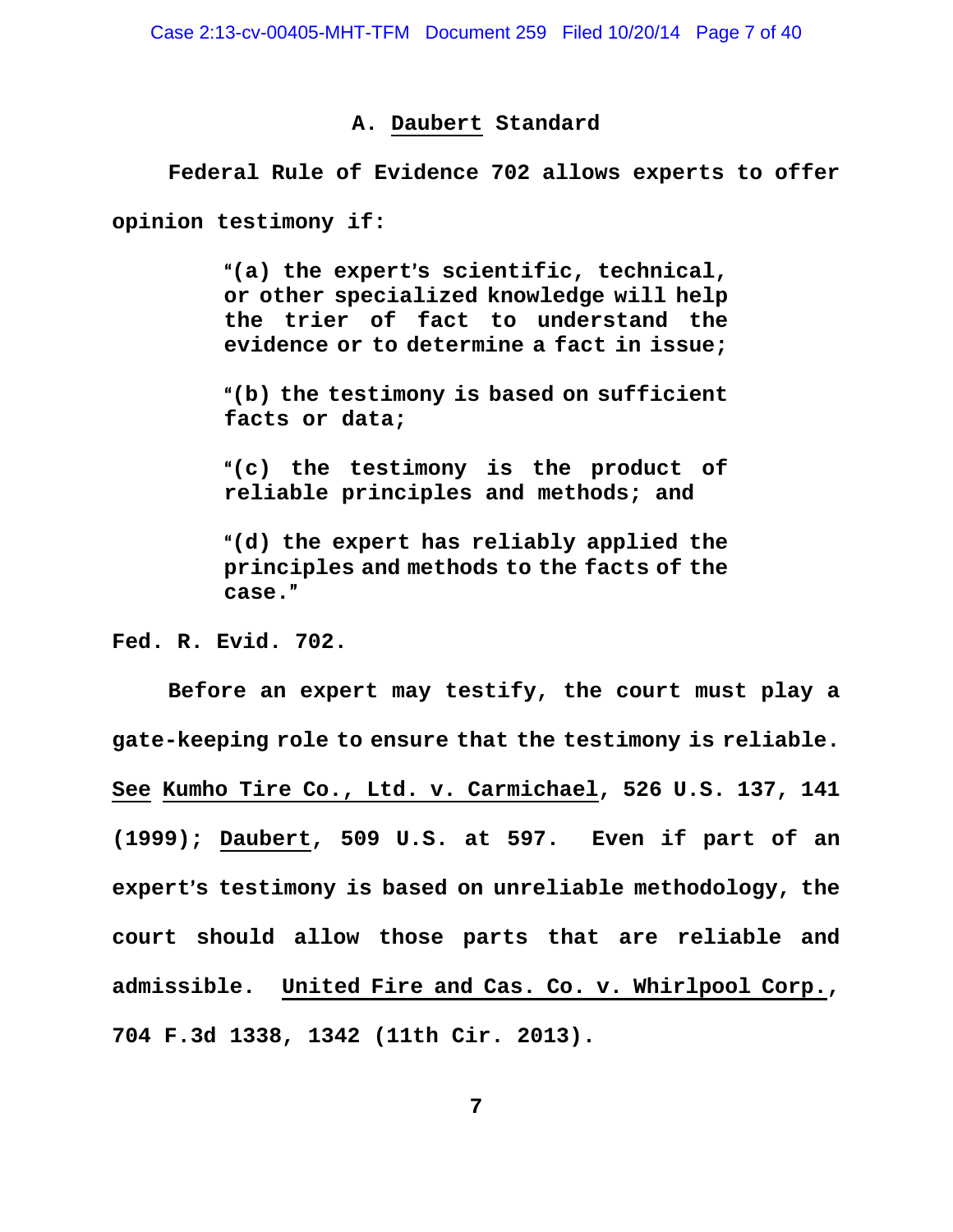### A. Daubert Standard

Federal Rule of Evidence 702 allows experts to offer opinion testimony if:

> "(a) the expert's scientific, technical, or other specialized knowledge will help the trier of fact to understand the evidence or to determine a fact in issue;
>
> "(b) the testimony is based on sufficient facts or data;
>
> "(c) the testimony is the product of reliable principles and methods; and
>
> "(d) the expert has reliably applied the principles and methods to the facts of the case."

Fed. R. Evid. 702.

Before an expert may testify, the court must play a gate-keeping role to ensure that the testimony is reliable. See Kumho Tire Co., Ltd. v. Carmichael, 526 U.S. 137, 141 (1999); Daubert, 509 U.S. at 597. Even if part of an expert's testimony is based on unreliable methodology, the court should allow those parts that are reliable and admissible. United Fire and Cas. Co. v. Whirlpool Corp., 704 F.3d 1338, 1342 (11th Cir. 2013).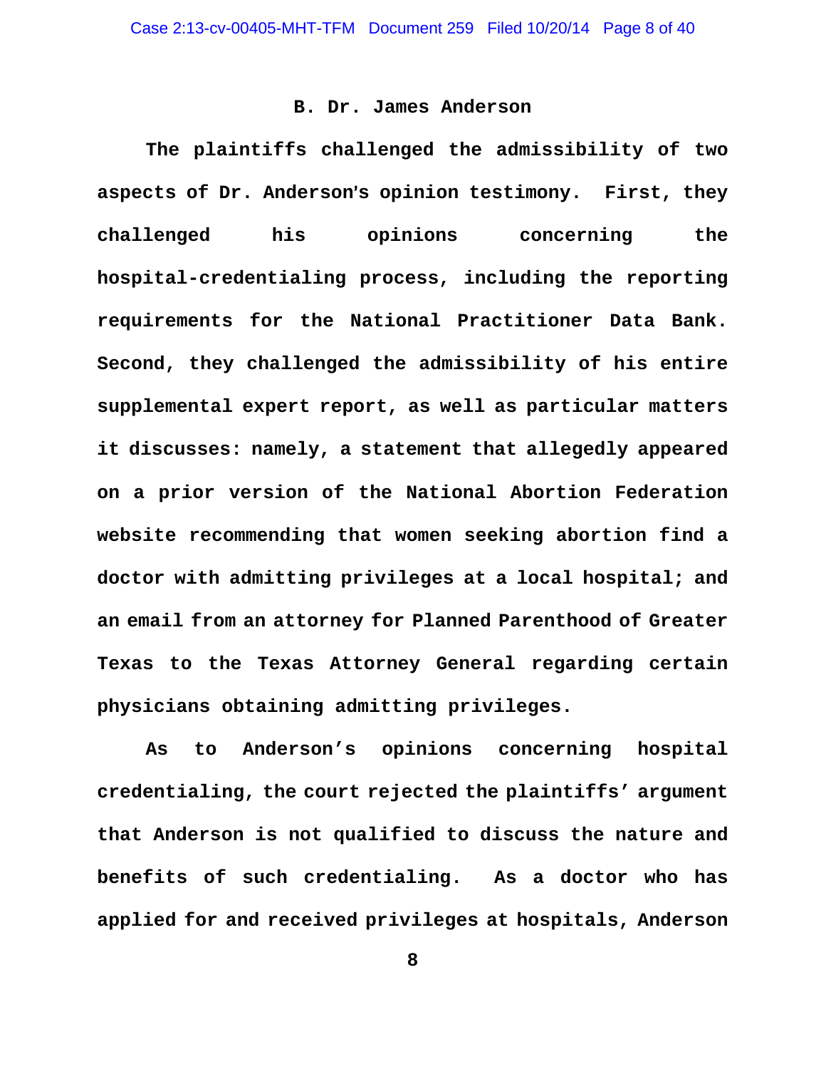### B. Dr. James Anderson

The plaintiffs challenged the admissibility of two aspects of Dr. Anderson's opinion testimony. First, they challenged his opinions concerning the hospital-credentialing process, including the reporting requirements for the National Practitioner Data Bank. Second, they challenged the admissibility of his entire supplemental expert report, as well as particular matters it discusses: namely, a statement that allegedly appeared on a prior version of the National Abortion Federation website recommending that women seeking abortion find a doctor with admitting privileges at a local hospital; and an email from an attorney for Planned Parenthood of Greater Texas to the Texas Attorney General regarding certain physicians obtaining admitting privileges.

As to Anderson's opinions concerning hospital credentialing, the court rejected the plaintiffs' argument that Anderson is not qualified to discuss the nature and benefits of such credentialing. As a doctor who has applied for and received privileges at hospitals, Anderson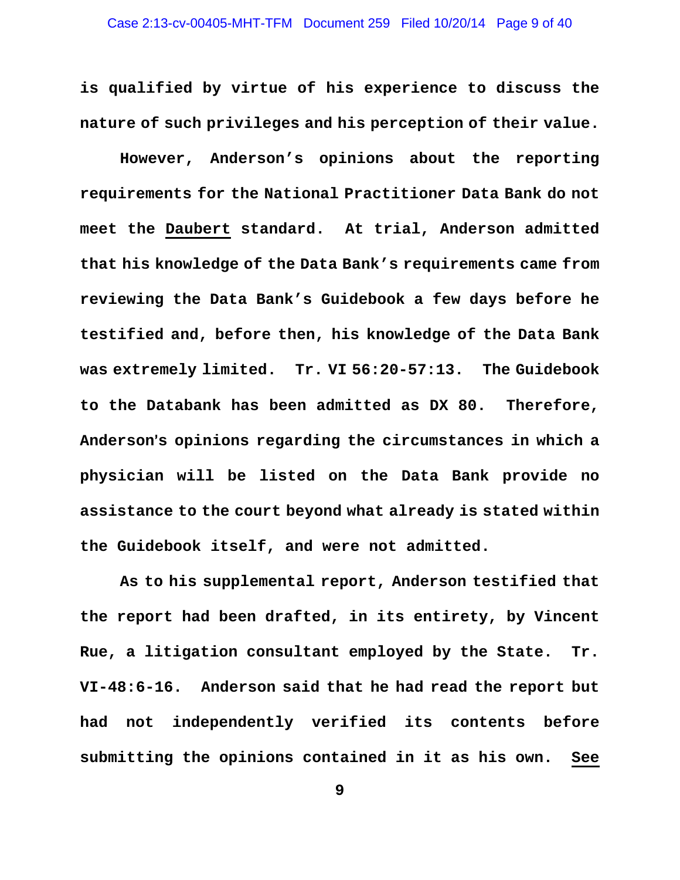is qualified by virtue of his experience to discuss the nature of such privileges and his perception of their value.

However, Anderson's opinions about the reporting requirements for the National Practitioner Data Bank do not meet the <u>Daubert</u> standard. At trial, Anderson admitted that his knowledge of the Data Bank's requirements came from reviewing the Data Bank's Guidebook a few days before he testified and, before then, his knowledge of the Data Bank was extremely limited. Tr. VI 56:20-57:13. The Guidebook to the Databank has been admitted as DX 80. Therefore, Anderson's opinions regarding the circumstances in which a physician will be listed on the Data Bank provide no assistance to the court beyond what already is stated within the Guidebook itself, and were not admitted.

As to his supplemental report, Anderson testified that the report had been drafted, in its entirety, by Vincent Rue, a litigation consultant employed by the State. Tr. VI-48:6-16. Anderson said that he had read the report but had not independently verified its contents before submitting the opinions contained in it as his own. <u>See</u>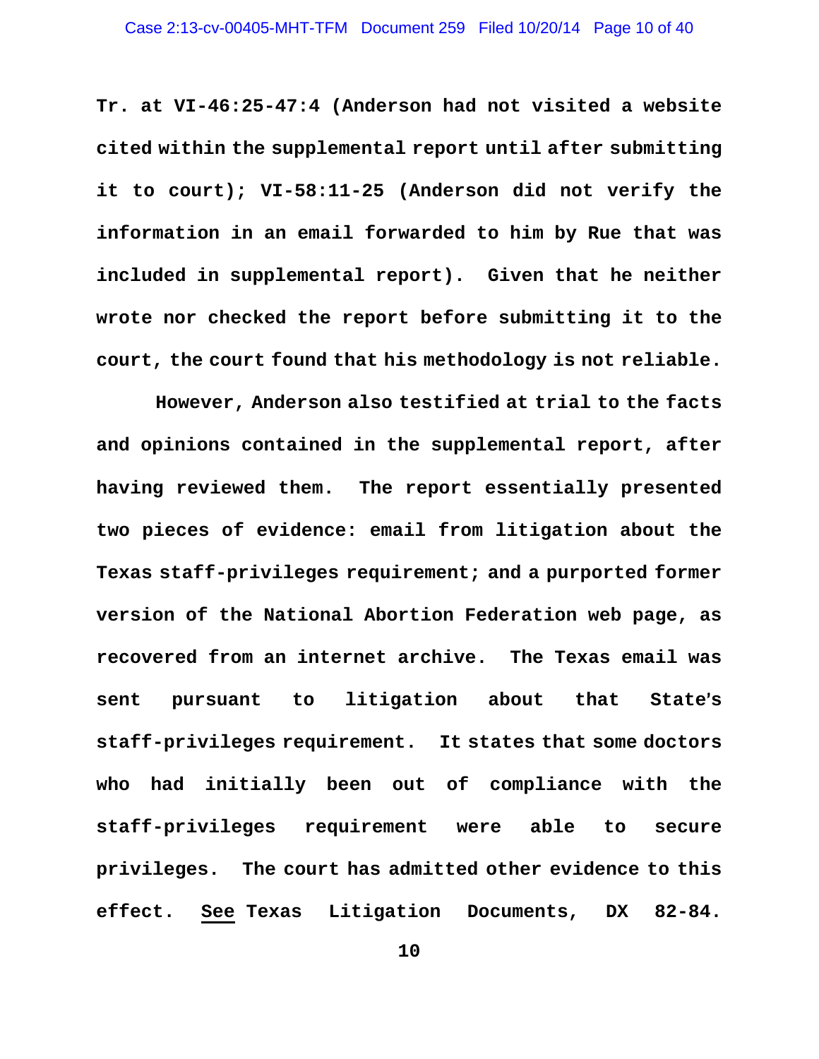Tr. at VI-46:25-47:4 (Anderson had not visited a website cited within the supplemental report until after submitting it to court); VI-58:11-25 (Anderson did not verify the information in an email forwarded to him by Rue that was included in supplemental report). Given that he neither wrote nor checked the report before submitting it to the court, the court found that his methodology is not reliable.

However, Anderson also testified at trial to the facts and opinions contained in the supplemental report, after having reviewed them. The report essentially presented two pieces of evidence: email from litigation about the Texas staff-privileges requirement; and a purported former version of the National Abortion Federation web page, as recovered from an internet archive. The Texas email was sent pursuant to litigation about that State's staff-privileges requirement. It states that some doctors who had initially been out of compliance with the staff-privileges requirement were able to secure privileges. The court has admitted other evidence to this effect. See Texas Litigation Documents, DX 82-84.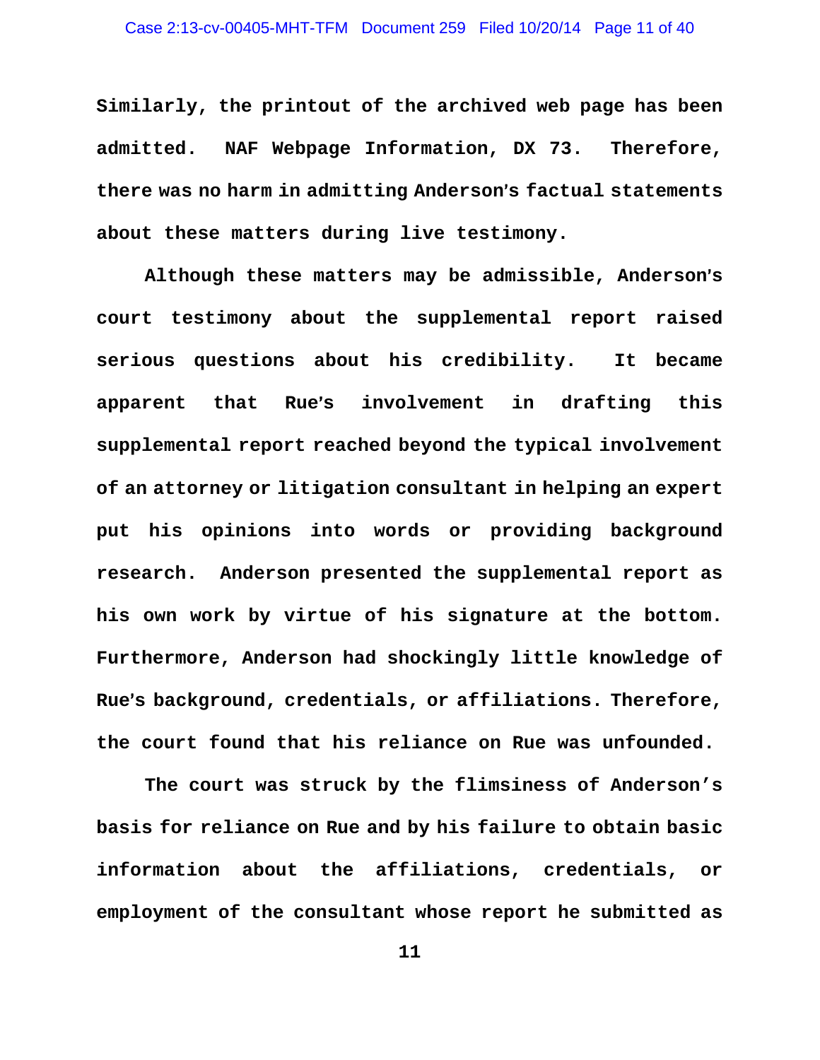Similarly, the printout of the archived web page has been admitted. NAF Webpage Information, DX 73. Therefore, there was no harm in admitting Anderson's factual statements about these matters during live testimony.

Although these matters may be admissible, Anderson's court testimony about the supplemental report raised serious questions about his credibility. It became apparent that Rue's involvement in drafting this supplemental report reached beyond the typical involvement of an attorney or litigation consultant in helping an expert put his opinions into words or providing background research. Anderson presented the supplemental report as his own work by virtue of his signature at the bottom. Furthermore, Anderson had shockingly little knowledge of Rue's background, credentials, or affiliations. Therefore, the court found that his reliance on Rue was unfounded.

The court was struck by the flimsiness of Anderson's basis for reliance on Rue and by his failure to obtain basic information about the affiliations, credentials, or employment of the consultant whose report he submitted as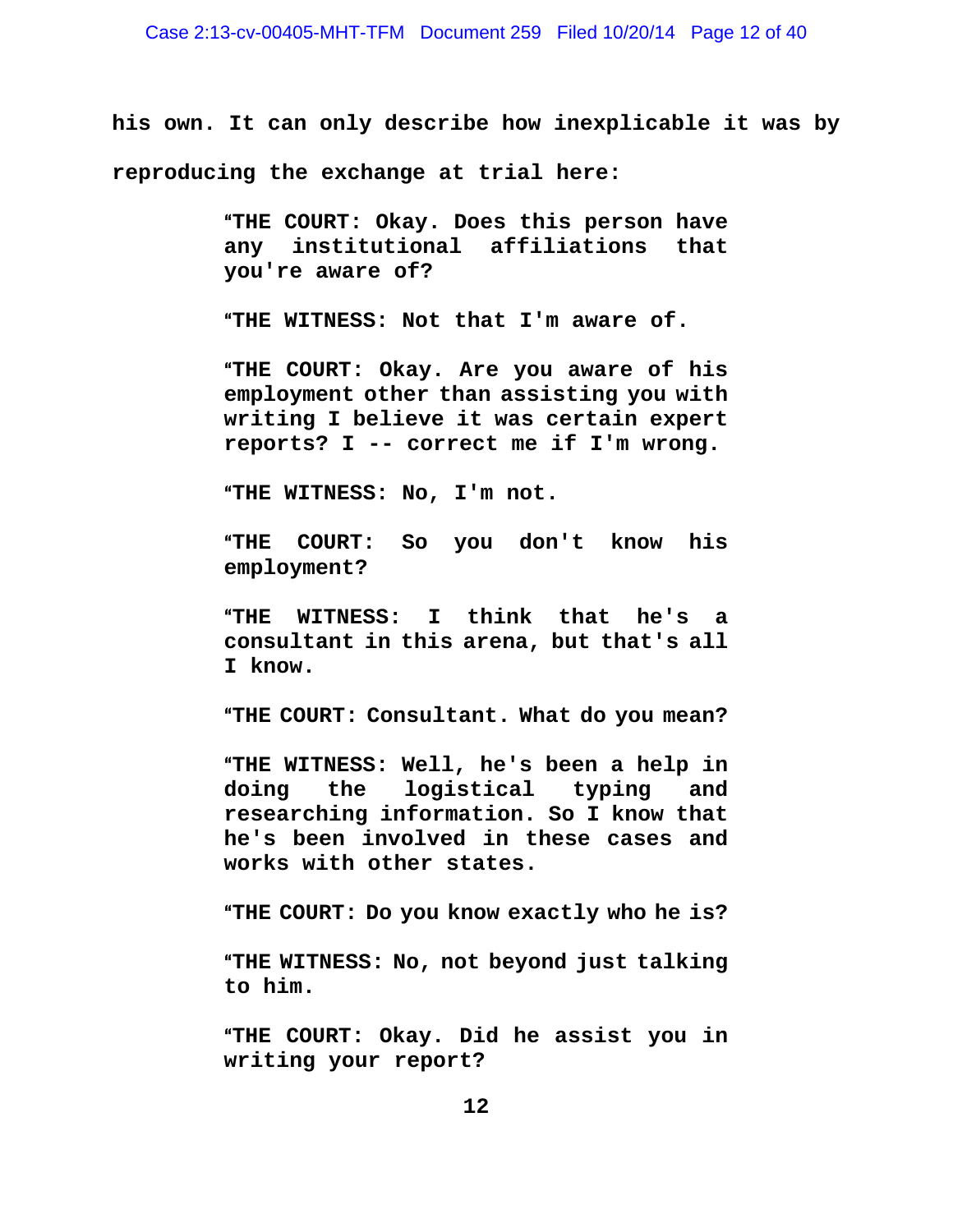his own. It can only describe how inexplicable it was by reproducing the exchange at trial here:

> "THE COURT: Okay. Does this person have any institutional affiliations that you're aware of?
>
> "THE WITNESS: Not that I'm aware of.
>
> "THE COURT: Okay. Are you aware of his employment other than assisting you with writing I believe it was certain expert reports? I -- correct me if I'm wrong.
>
> "THE WITNESS: No, I'm not.
>
> "THE COURT: So you don't know his employment?
>
> "THE WITNESS: I think that he's a consultant in this arena, but that's all I know.
>
> "THE COURT: Consultant. What do you mean?
>
> "THE WITNESS: Well, he's been a help in doing the logistical typing and researching information. So I know that he's been involved in these cases and works with other states.
>
> "THE COURT: Do you know exactly who he is?
>
> "THE WITNESS: No, not beyond just talking to him.
>
> "THE COURT: Okay. Did he assist you in writing your report?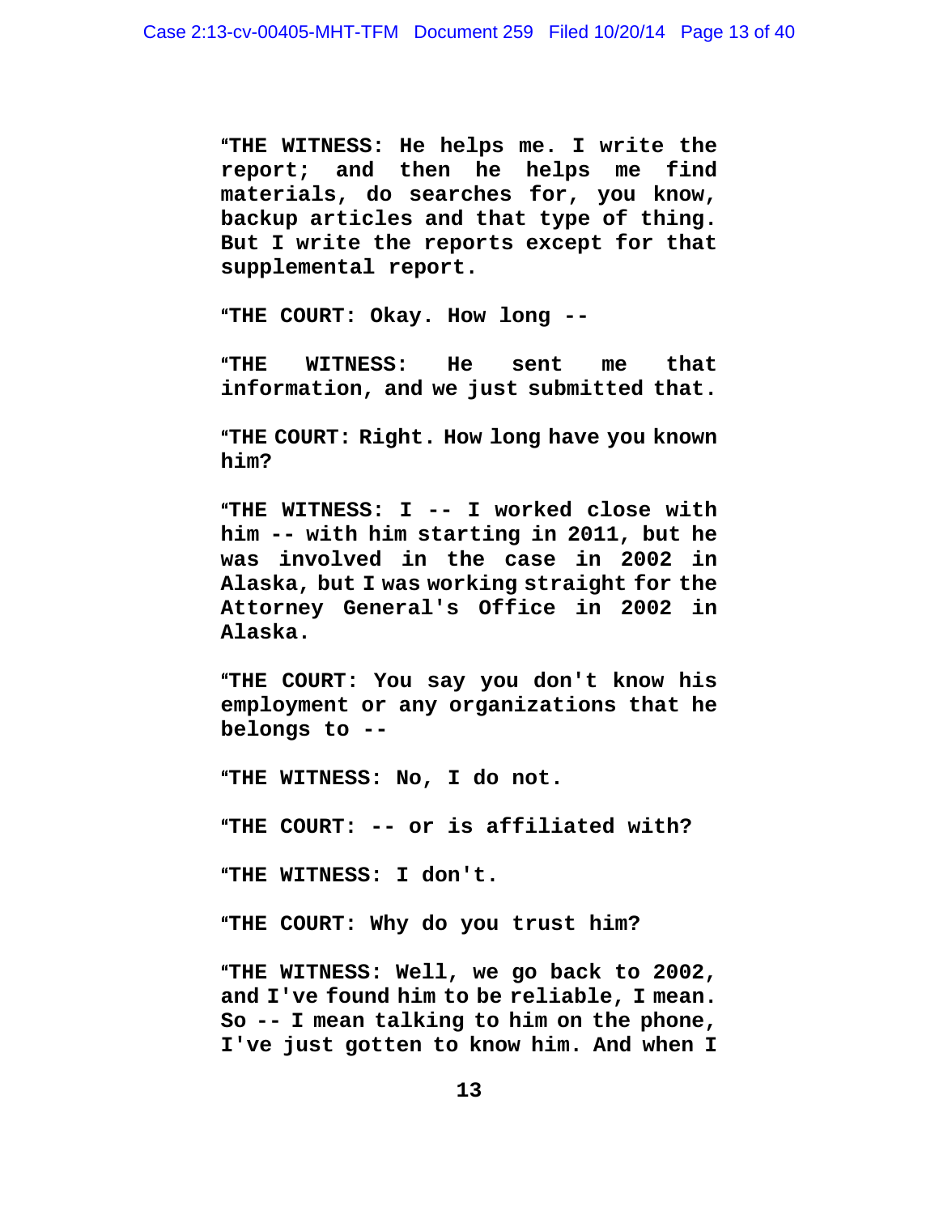**"THE WITNESS: He helps me. I write the report; and then he helps me find materials, do searches for, you know, backup articles and that type of thing. But I write the reports except for that supplemental report.**

**"THE COURT: Okay. How long --**

**"THE WITNESS: He sent me that information, and we just submitted that.**

**"THE COURT: Right. How long have you known him?**

**"THE WITNESS: I -- I worked close with him -- with him starting in 2011, but he was involved in the case in 2002 in Alaska, but I was working straight for the Attorney General's Office in 2002 in Alaska.**

**"THE COURT: You say you don't know his employment or any organizations that he belongs to --**

**"THE WITNESS: No, I do not.**

**"THE COURT: -- or is affiliated with?**

**"THE WITNESS: I don't.**

**"THE COURT: Why do you trust him?**

**"THE WITNESS: Well, we go back to 2002, and I've found him to be reliable, I mean. So -- I mean talking to him on the phone, I've just gotten to know him. And when I**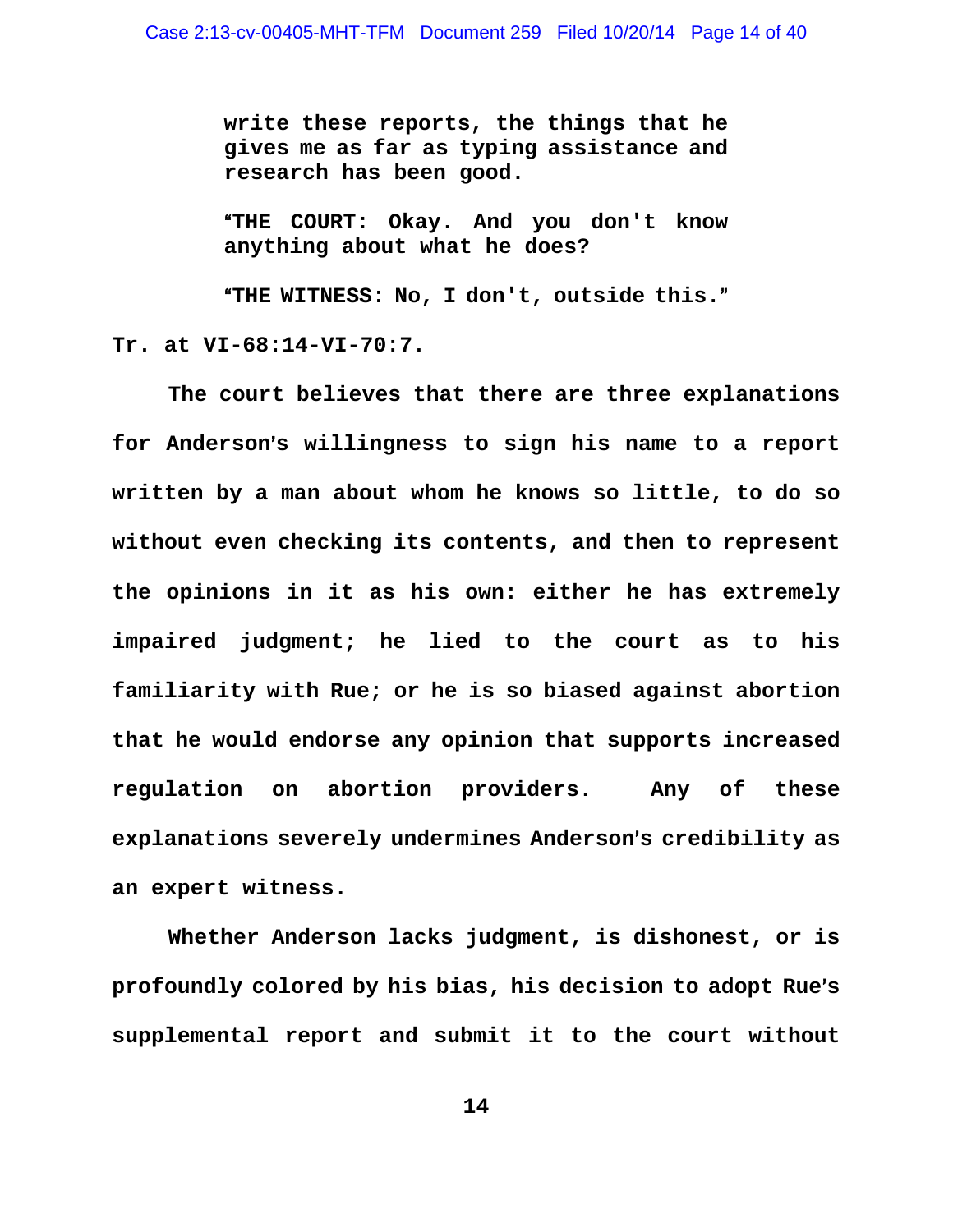> **write these reports, the things that he gives me as far as typing assistance and research has been good.**
>
> **"THE COURT: Okay. And you don't know anything about what he does?**
>
> **"THE WITNESS: No, I don't, outside this."**

**Tr. at VI-68:14-VI-70:7.**

**The court believes that there are three explanations for Anderson's willingness to sign his name to a report written by a man about whom he knows so little, to do so without even checking its contents, and then to represent the opinions in it as his own: either he has extremely impaired judgment; he lied to the court as to his familiarity with Rue; or he is so biased against abortion that he would endorse any opinion that supports increased regulation on abortion providers. Any of these explanations severely undermines Anderson's credibility as an expert witness.**

**Whether Anderson lacks judgment, is dishonest, or is profoundly colored by his bias, his decision to adopt Rue's supplemental report and submit it to the court without**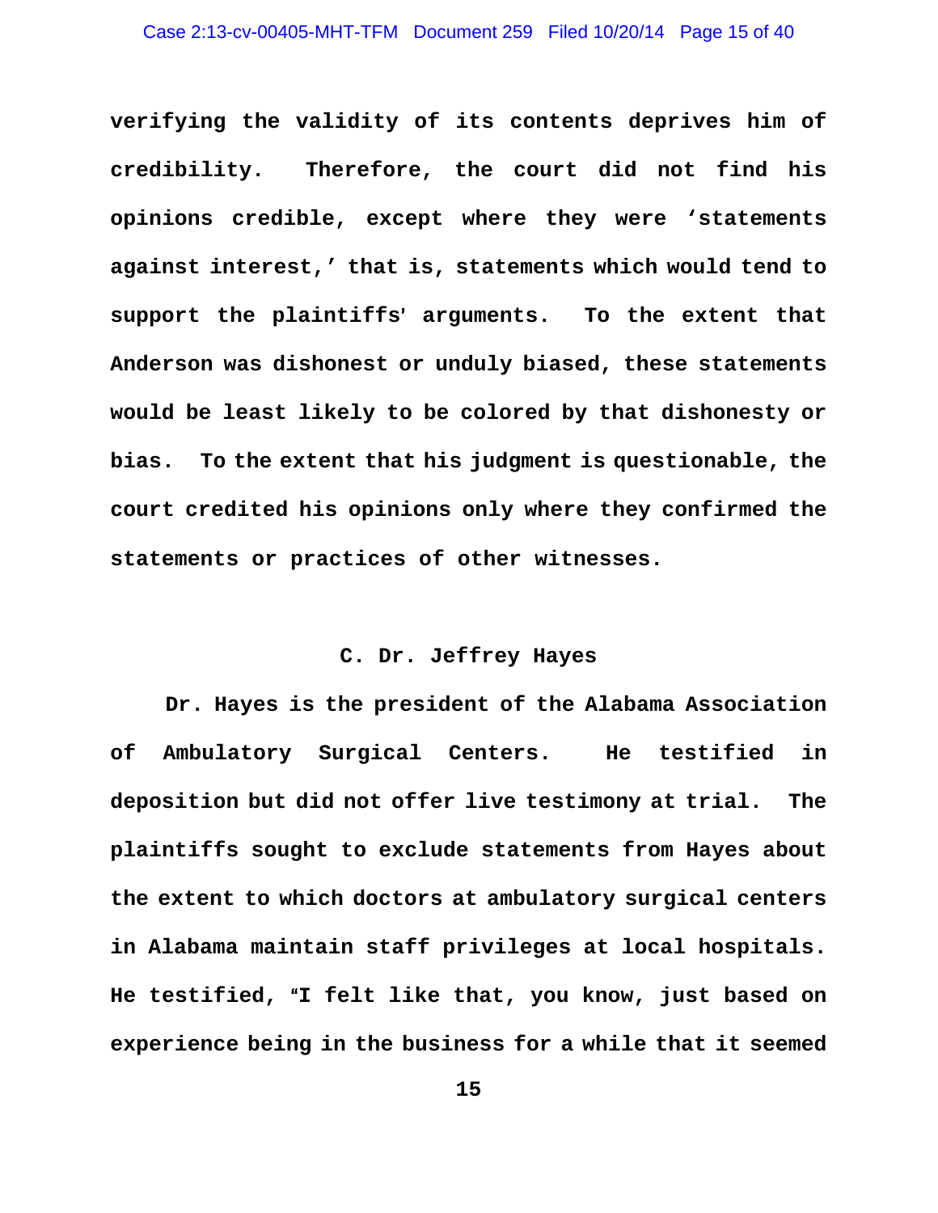verifying the validity of its contents deprives him of credibility. Therefore, the court did not find his opinions credible, except where they were 'statements against interest,' that is, statements which would tend to support the plaintiffs' arguments. To the extent that Anderson was dishonest or unduly biased, these statements would be least likely to be colored by that dishonesty or bias. To the extent that his judgment is questionable, the court credited his opinions only where they confirmed the statements or practices of other witnesses.

### C. Dr. Jeffrey Hayes

Dr. Hayes is the president of the Alabama Association of Ambulatory Surgical Centers. He testified in deposition but did not offer live testimony at trial. The plaintiffs sought to exclude statements from Hayes about the extent to which doctors at ambulatory surgical centers in Alabama maintain staff privileges at local hospitals. He testified, "I felt like that, you know, just based on experience being in the business for a while that it seemed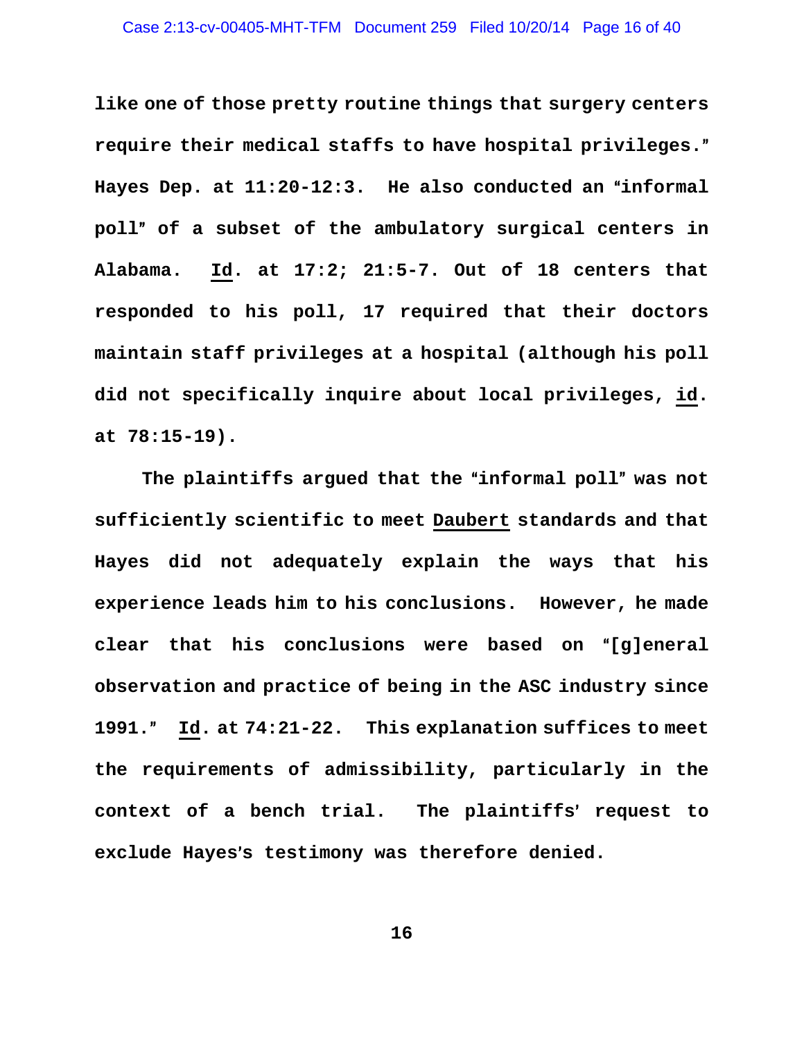like one of those pretty routine things that surgery centers require their medical staffs to have hospital privileges." Hayes Dep. at 11:20-12:3. He also conducted an "informal poll" of a subset of the ambulatory surgical centers in Alabama. Id. at 17:2; 21:5-7. Out of 18 centers that responded to his poll, 17 required that their doctors maintain staff privileges at a hospital (although his poll did not specifically inquire about local privileges, id. at 78:15-19).

The plaintiffs argued that the "informal poll" was not sufficiently scientific to meet Daubert standards and that Hayes did not adequately explain the ways that his experience leads him to his conclusions. However, he made clear that his conclusions were based on "[g]eneral observation and practice of being in the ASC industry since 1991." Id. at 74:21-22. This explanation suffices to meet the requirements of admissibility, particularly in the context of a bench trial. The plaintiffs' request to exclude Hayes's testimony was therefore denied.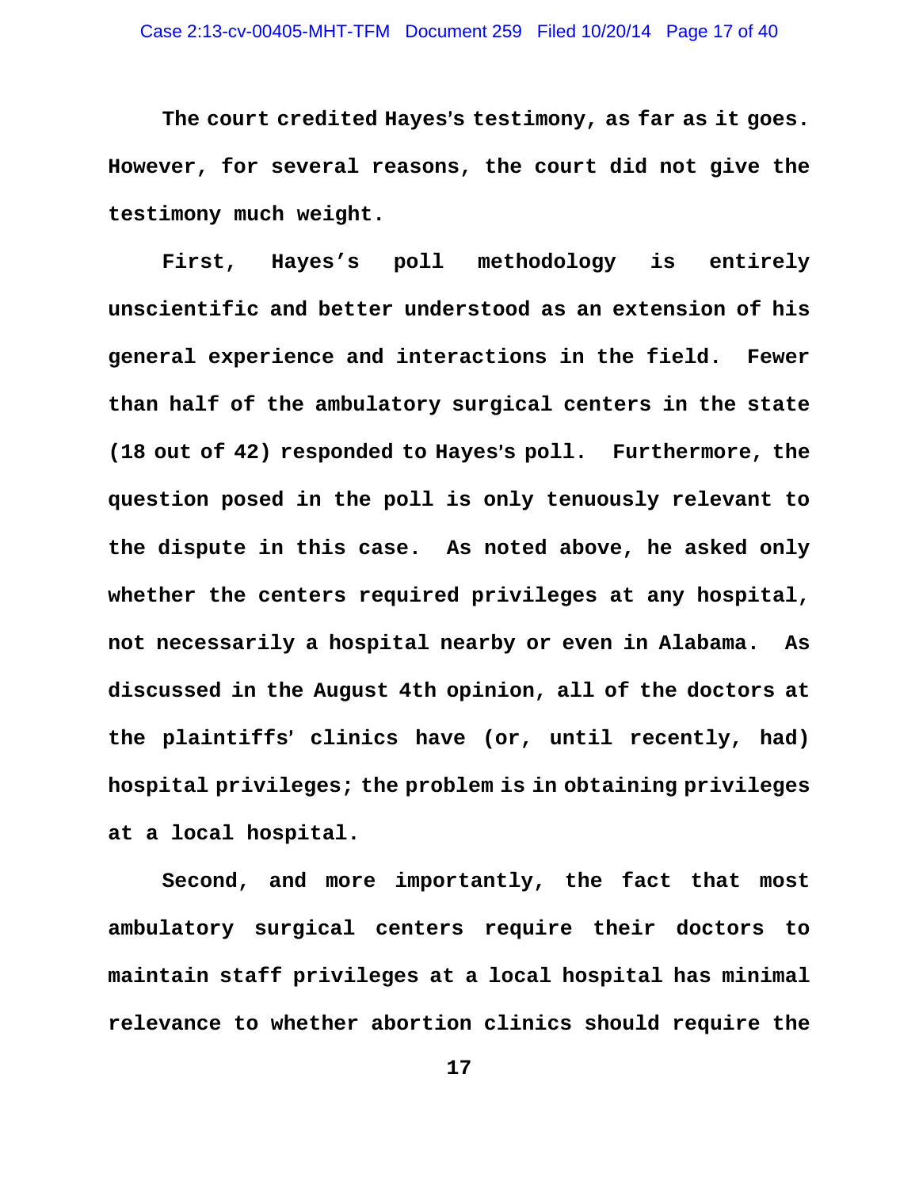The court credited Hayes's testimony, as far as it goes. However, for several reasons, the court did not give the testimony much weight.

First, Hayes's poll methodology is entirely unscientific and better understood as an extension of his general experience and interactions in the field. Fewer than half of the ambulatory surgical centers in the state (18 out of 42) responded to Hayes's poll. Furthermore, the question posed in the poll is only tenuously relevant to the dispute in this case. As noted above, he asked only whether the centers required privileges at any hospital, not necessarily a hospital nearby or even in Alabama. As discussed in the August 4th opinion, all of the doctors at the plaintiffs' clinics have (or, until recently, had) hospital privileges; the problem is in obtaining privileges at a local hospital.

Second, and more importantly, the fact that most ambulatory surgical centers require their doctors to maintain staff privileges at a local hospital has minimal relevance to whether abortion clinics should require the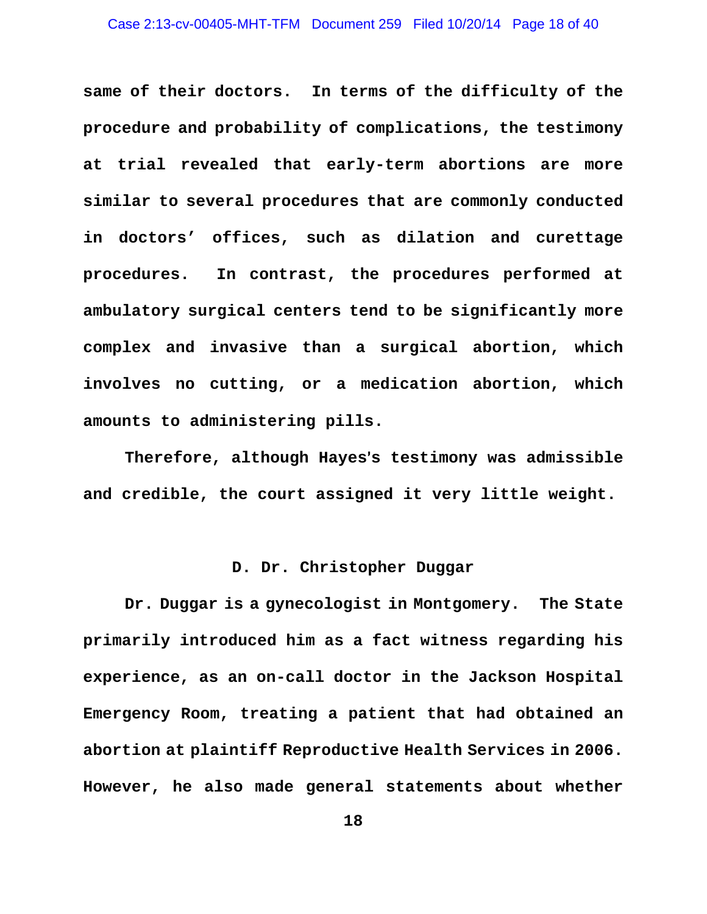same of their doctors. In terms of the difficulty of the procedure and probability of complications, the testimony at trial revealed that early-term abortions are more similar to several procedures that are commonly conducted in doctors' offices, such as dilation and curettage procedures. In contrast, the procedures performed at ambulatory surgical centers tend to be significantly more complex and invasive than a surgical abortion, which involves no cutting, or a medication abortion, which amounts to administering pills.

Therefore, although Hayes's testimony was admissible and credible, the court assigned it very little weight.

### D. Dr. Christopher Duggar

Dr. Duggar is a gynecologist in Montgomery. The State primarily introduced him as a fact witness regarding his experience, as an on-call doctor in the Jackson Hospital Emergency Room, treating a patient that had obtained an abortion at plaintiff Reproductive Health Services in 2006. However, he also made general statements about whether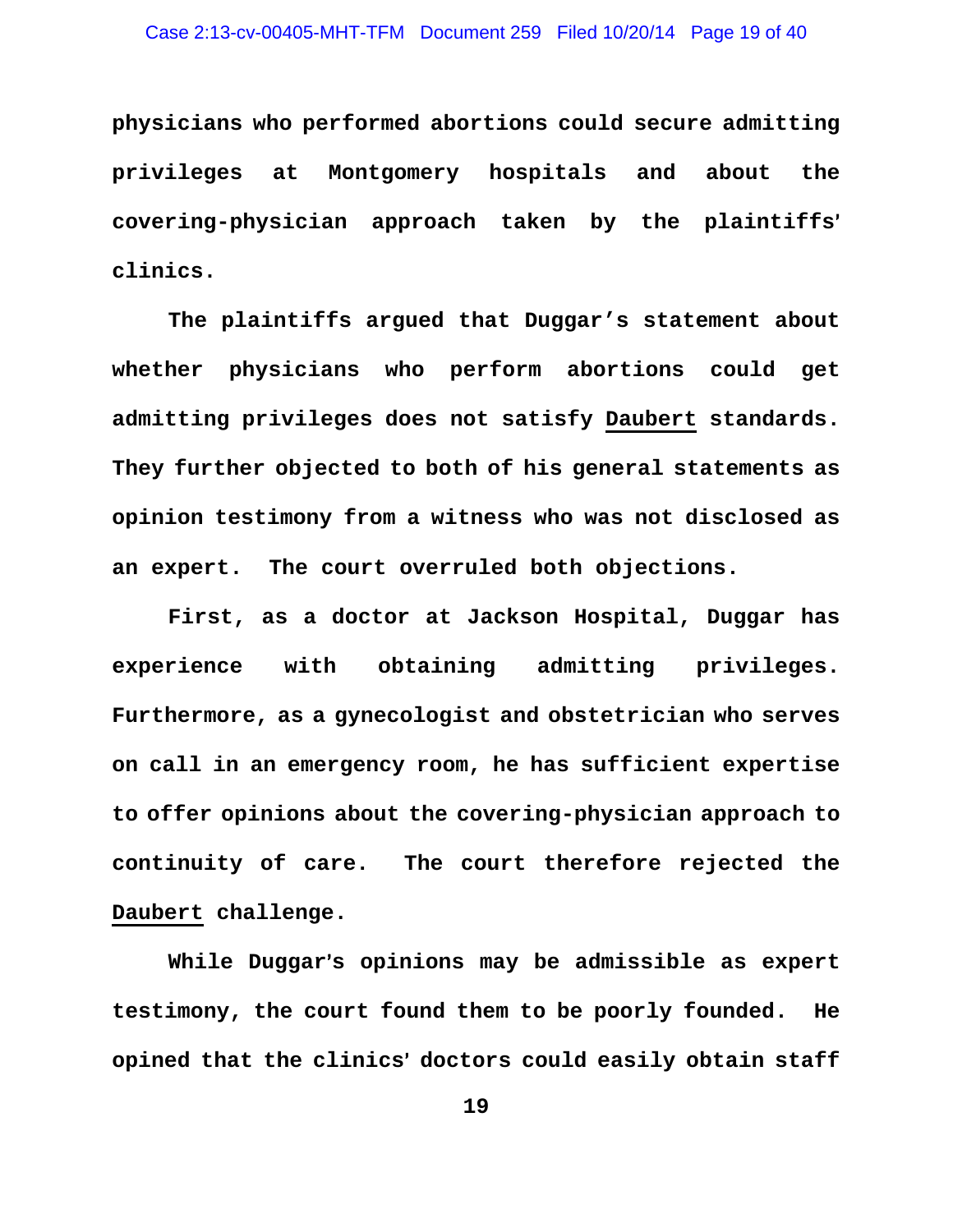physicians who performed abortions could secure admitting privileges at Montgomery hospitals and about the covering-physician approach taken by the plaintiffs' clinics.

The plaintiffs argued that Duggar's statement about whether physicians who perform abortions could get admitting privileges does not satisfy Daubert standards. They further objected to both of his general statements as opinion testimony from a witness who was not disclosed as an expert. The court overruled both objections.

First, as a doctor at Jackson Hospital, Duggar has experience with obtaining admitting privileges. Furthermore, as a gynecologist and obstetrician who serves on call in an emergency room, he has sufficient expertise to offer opinions about the covering-physician approach to continuity of care. The court therefore rejected the Daubert challenge.

While Duggar's opinions may be admissible as expert testimony, the court found them to be poorly founded. He opined that the clinics' doctors could easily obtain staff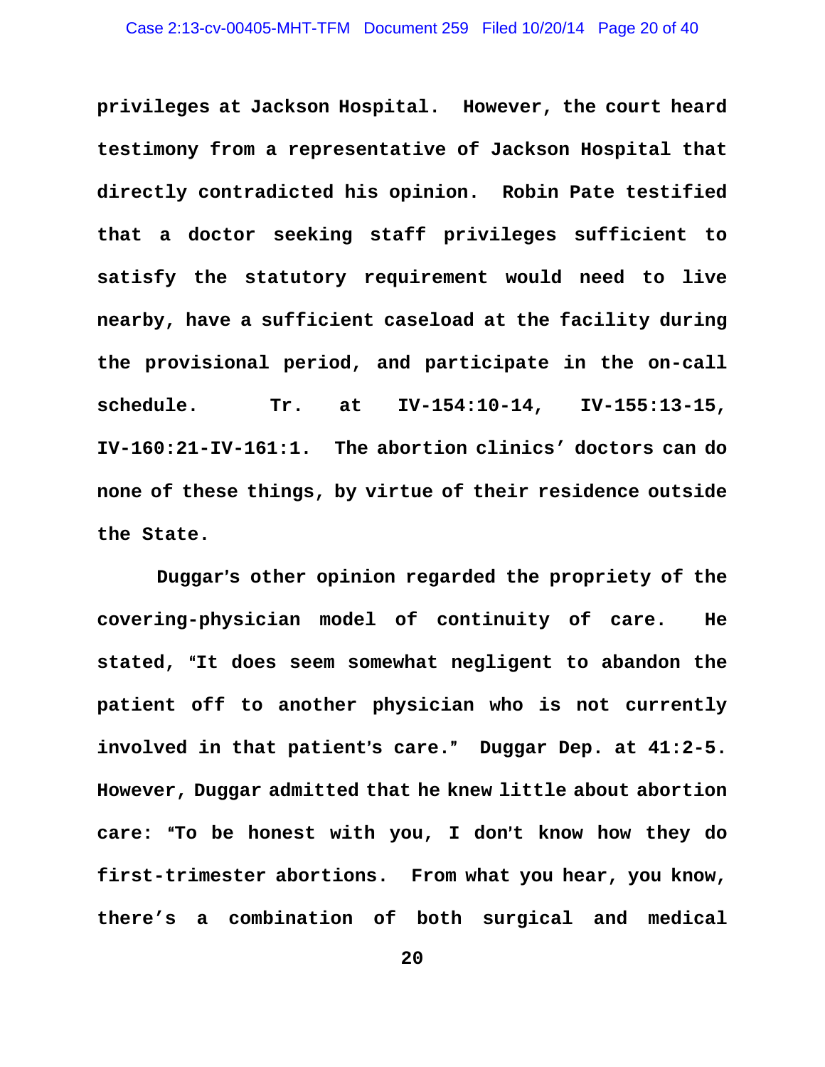privileges at Jackson Hospital. However, the court heard testimony from a representative of Jackson Hospital that directly contradicted his opinion. Robin Pate testified that a doctor seeking staff privileges sufficient to satisfy the statutory requirement would need to live nearby, have a sufficient caseload at the facility during the provisional period, and participate in the on-call schedule. Tr. at IV-154:10-14, IV-155:13-15, IV-160:21-IV-161:1. The abortion clinics' doctors can do none of these things, by virtue of their residence outside the State.

Duggar's other opinion regarded the propriety of the covering-physician model of continuity of care. He stated, "It does seem somewhat negligent to abandon the patient off to another physician who is not currently involved in that patient's care." Duggar Dep. at 41:2-5. However, Duggar admitted that he knew little about abortion care: "To be honest with you, I don't know how they do first-trimester abortions. From what you hear, you know, there's a combination of both surgical and medical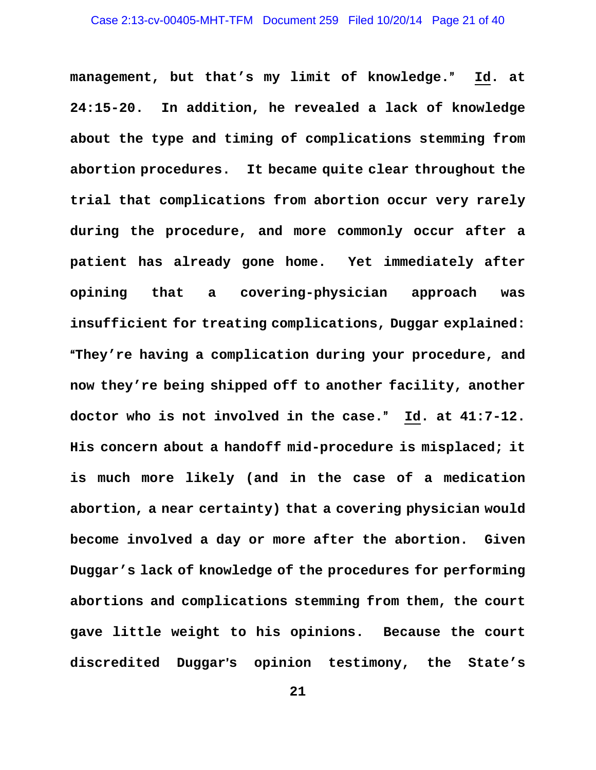management, but that's my limit of knowledge." Id. at 24:15-20. In addition, he revealed a lack of knowledge about the type and timing of complications stemming from abortion procedures. It became quite clear throughout the trial that complications from abortion occur very rarely during the procedure, and more commonly occur after a patient has already gone home. Yet immediately after opining that a covering-physician approach was insufficient for treating complications, Duggar explained: "They're having a complication during your procedure, and now they're being shipped off to another facility, another doctor who is not involved in the case." Id. at 41:7-12. His concern about a handoff mid-procedure is misplaced; it is much more likely (and in the case of a medication abortion, a near certainty) that a covering physician would become involved a day or more after the abortion. Given Duggar's lack of knowledge of the procedures for performing abortions and complications stemming from them, the court gave little weight to his opinions. Because the court discredited Duggar's opinion testimony, the State's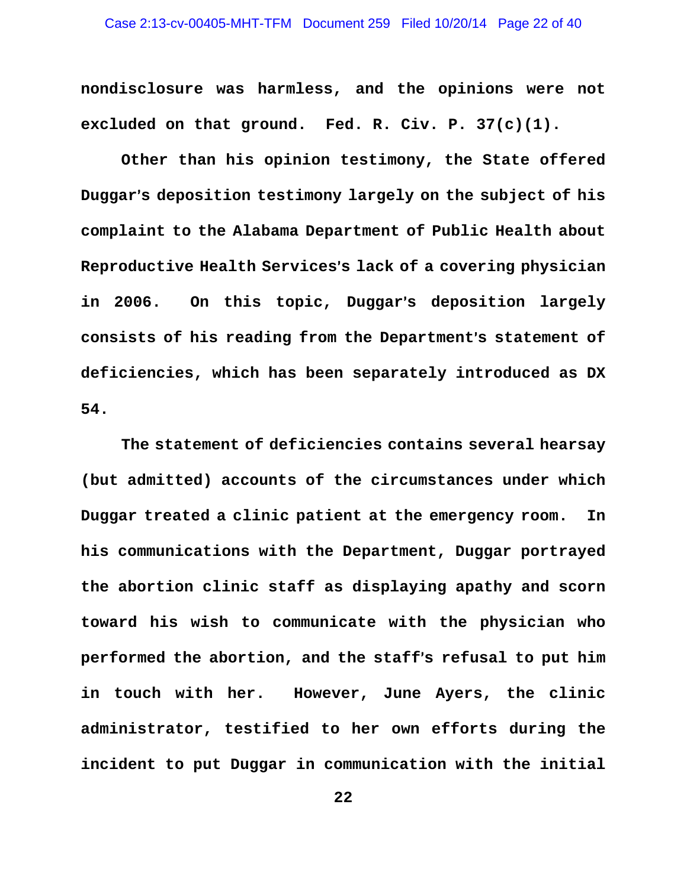nondisclosure was harmless, and the opinions were not excluded on that ground. Fed. R. Civ. P. 37(c)(1).

Other than his opinion testimony, the State offered Duggar's deposition testimony largely on the subject of his complaint to the Alabama Department of Public Health about Reproductive Health Services's lack of a covering physician in 2006. On this topic, Duggar's deposition largely consists of his reading from the Department's statement of deficiencies, which has been separately introduced as DX 54.

The statement of deficiencies contains several hearsay (but admitted) accounts of the circumstances under which Duggar treated a clinic patient at the emergency room. In his communications with the Department, Duggar portrayed the abortion clinic staff as displaying apathy and scorn toward his wish to communicate with the physician who performed the abortion, and the staff's refusal to put him in touch with her. However, June Ayers, the clinic administrator, testified to her own efforts during the incident to put Duggar in communication with the initial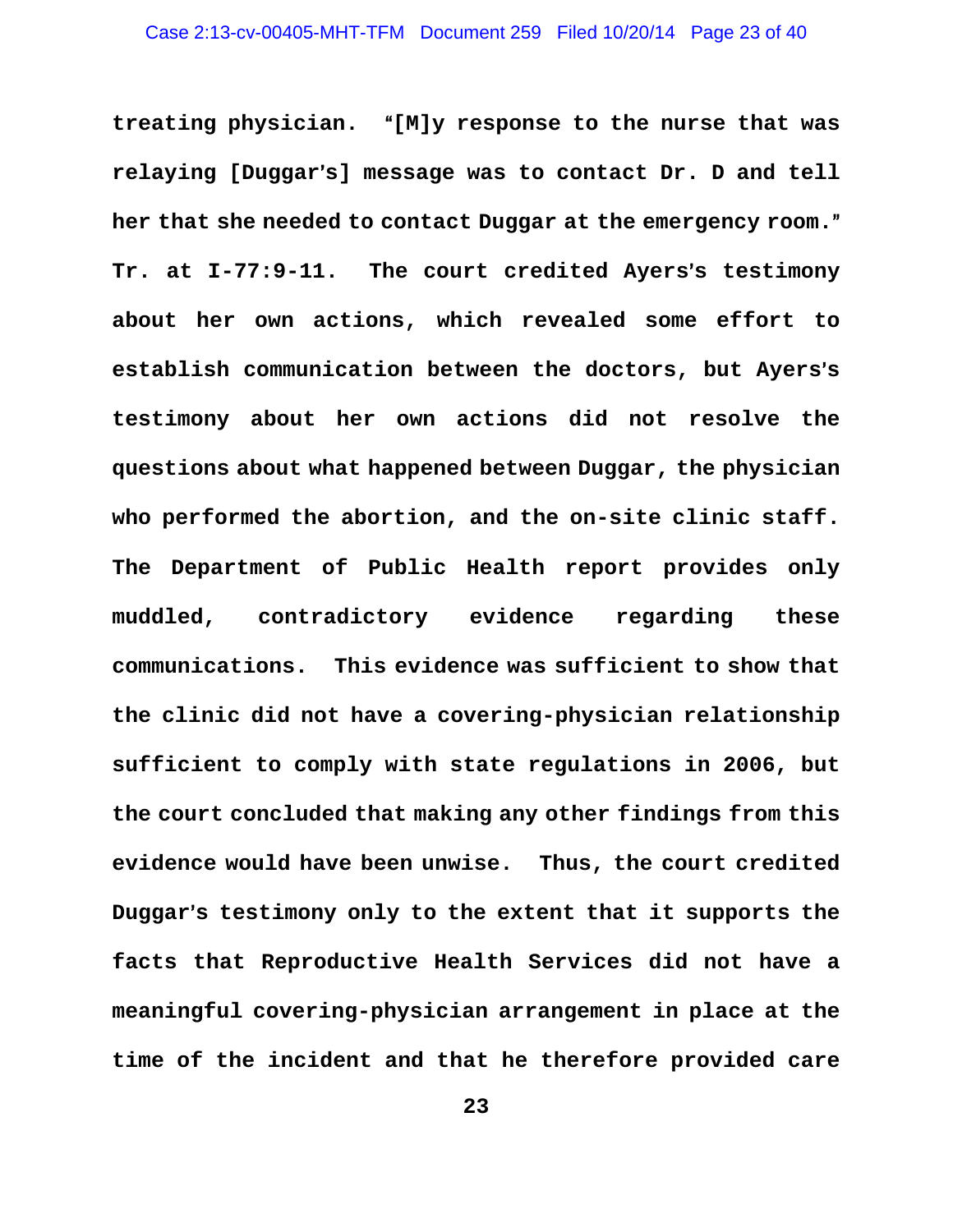treating physician. "[M]y response to the nurse that was relaying [Duggar's] message was to contact Dr. D and tell her that she needed to contact Duggar at the emergency room." Tr. at I-77:9-11. The court credited Ayers's testimony about her own actions, which revealed some effort to establish communication between the doctors, but Ayers's testimony about her own actions did not resolve the questions about what happened between Duggar, the physician who performed the abortion, and the on-site clinic staff. The Department of Public Health report provides only muddled, contradictory evidence regarding these communications. This evidence was sufficient to show that the clinic did not have a covering-physician relationship sufficient to comply with state regulations in 2006, but the court concluded that making any other findings from this evidence would have been unwise. Thus, the court credited Duggar's testimony only to the extent that it supports the facts that Reproductive Health Services did not have a meaningful covering-physician arrangement in place at the time of the incident and that he therefore provided care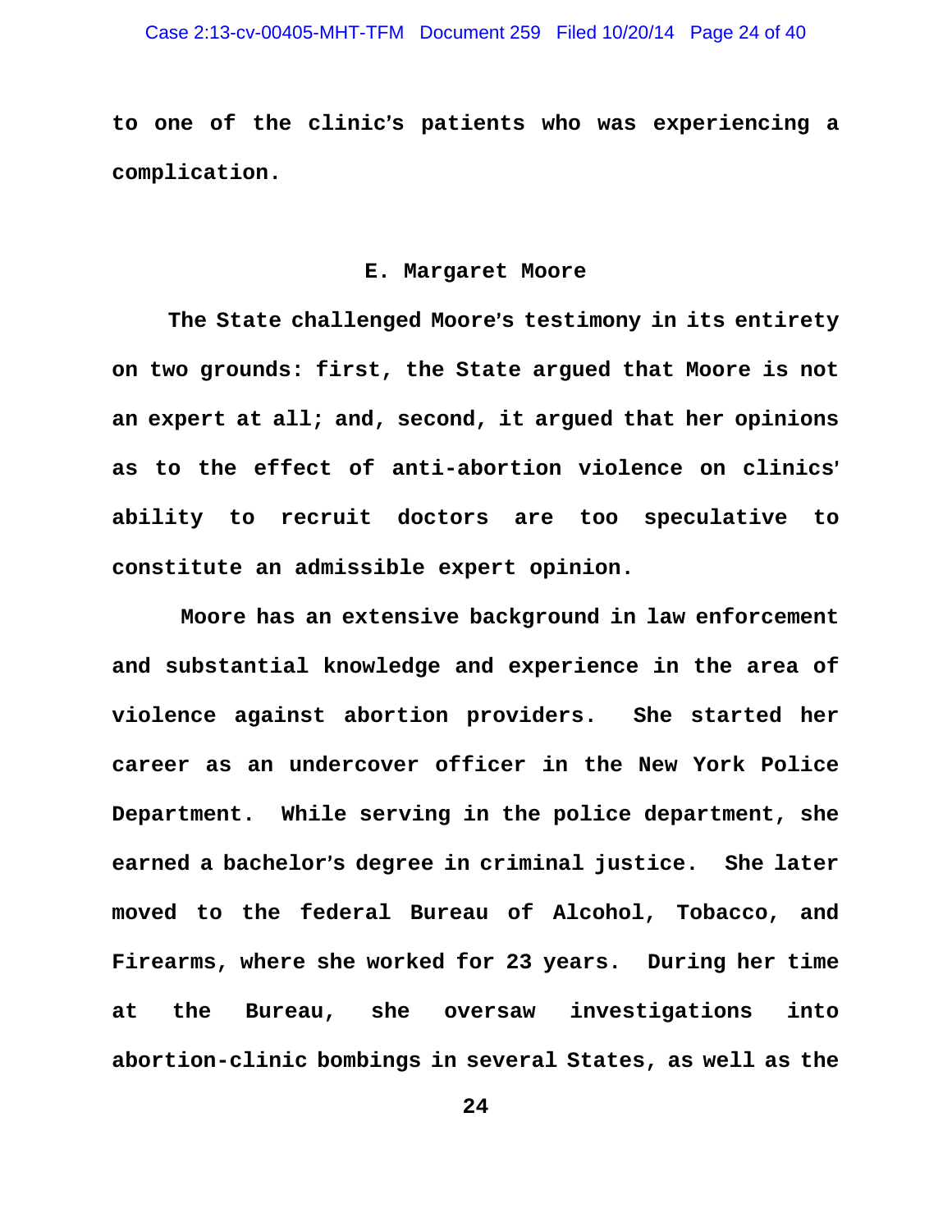to one of the clinic's patients who was experiencing a complication.

### E. Margaret Moore

The State challenged Moore's testimony in its entirety on two grounds: first, the State argued that Moore is not an expert at all; and, second, it argued that her opinions as to the effect of anti-abortion violence on clinics' ability to recruit doctors are too speculative to constitute an admissible expert opinion.

Moore has an extensive background in law enforcement and substantial knowledge and experience in the area of violence against abortion providers. She started her career as an undercover officer in the New York Police Department. While serving in the police department, she earned a bachelor's degree in criminal justice. She later moved to the federal Bureau of Alcohol, Tobacco, and Firearms, where she worked for 23 years. During her time at the Bureau, she oversaw investigations into abortion-clinic bombings in several States, as well as the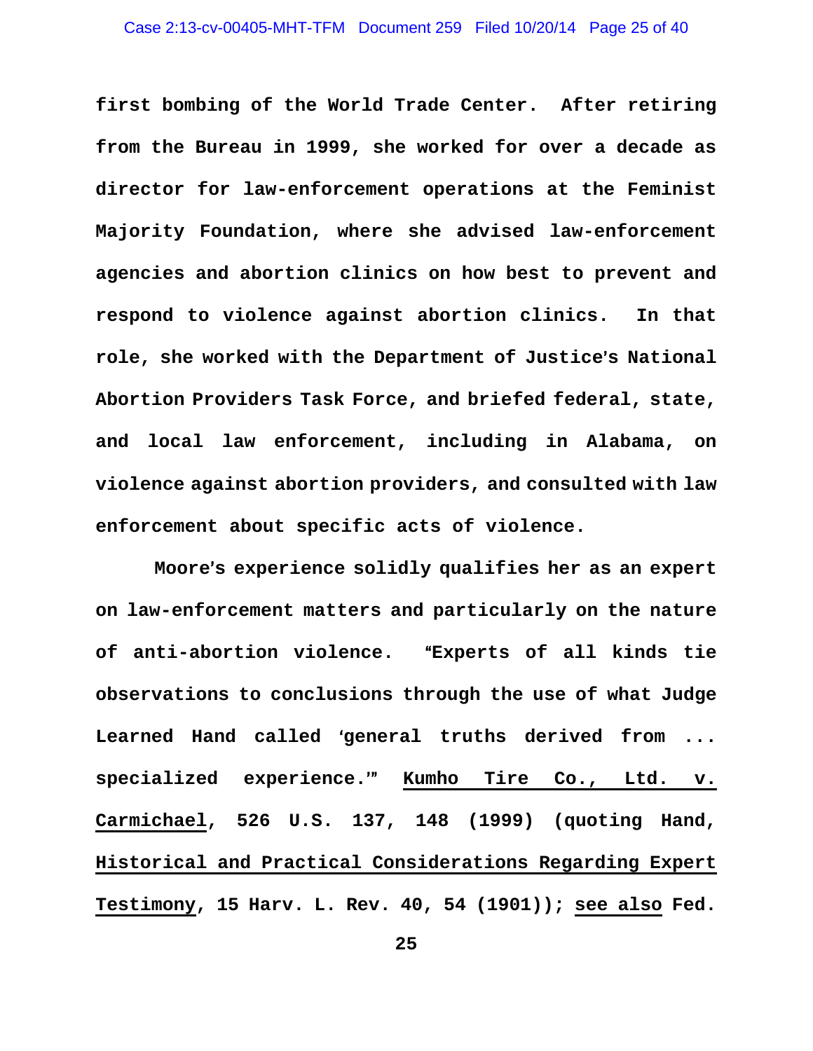**first bombing of the World Trade Center. After retiring from the Bureau in 1999, she worked for over a decade as director for law-enforcement operations at the Feminist Majority Foundation, where she advised law-enforcement agencies and abortion clinics on how best to prevent and respond to violence against abortion clinics. In that role, she worked with the Department of Justice's National Abortion Providers Task Force, and briefed federal, state, and local law enforcement, including in Alabama, on violence against abortion providers, and consulted with law enforcement about specific acts of violence.**

**Moore's experience solidly qualifies her as an expert on law-enforcement matters and particularly on the nature of anti-abortion violence. "Experts of all kinds tie observations to conclusions through the use of what Judge Learned Hand called 'general truths derived from ... specialized experience.'" <u>Kumho Tire Co., Ltd. v. Carmichael</u>, 526 U.S. 137, 148 (1999) (quoting Hand, <u>Historical and Practical Considerations Regarding Expert Testimony</u>, 15 Harv. L. Rev. 40, 54 (1901)); <u>see also</u> Fed.**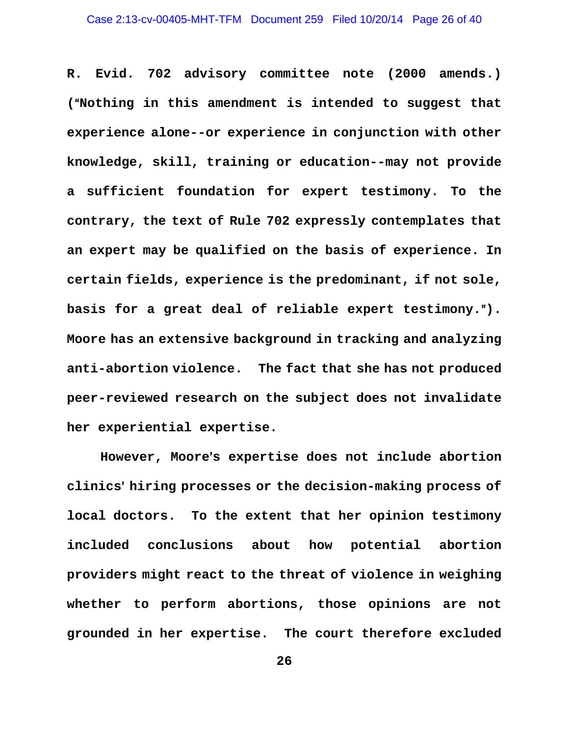R. Evid. 702 advisory committee note (2000 amends.) ("Nothing in this amendment is intended to suggest that experience alone--or experience in conjunction with other knowledge, skill, training or education--may not provide a sufficient foundation for expert testimony. To the contrary, the text of Rule 702 expressly contemplates that an expert may be qualified on the basis of experience. In certain fields, experience is the predominant, if not sole, basis for a great deal of reliable expert testimony."). Moore has an extensive background in tracking and analyzing anti-abortion violence. The fact that she has not produced peer-reviewed research on the subject does not invalidate her experiential expertise.

However, Moore's expertise does not include abortion clinics' hiring processes or the decision-making process of local doctors. To the extent that her opinion testimony included conclusions about how potential abortion providers might react to the threat of violence in weighing whether to perform abortions, those opinions are not grounded in her expertise. The court therefore excluded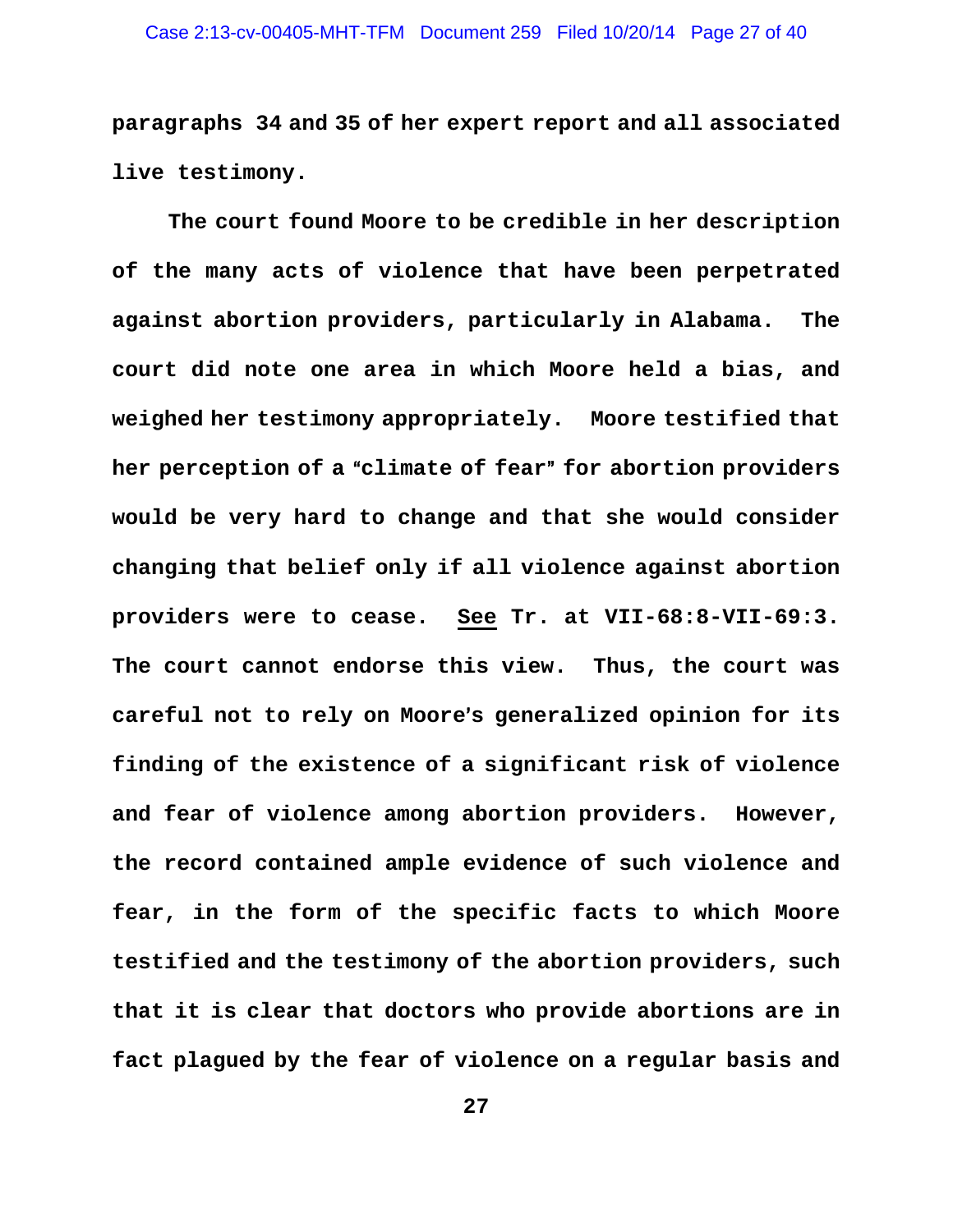paragraphs 34 and 35 of her expert report and all associated live testimony.

The court found Moore to be credible in her description of the many acts of violence that have been perpetrated against abortion providers, particularly in Alabama. The court did note one area in which Moore held a bias, and weighed her testimony appropriately. Moore testified that her perception of a "climate of fear" for abortion providers would be very hard to change and that she would consider changing that belief only if all violence against abortion providers were to cease. See Tr. at VII-68:8-VII-69:3. The court cannot endorse this view. Thus, the court was careful not to rely on Moore's generalized opinion for its finding of the existence of a significant risk of violence and fear of violence among abortion providers. However, the record contained ample evidence of such violence and fear, in the form of the specific facts to which Moore testified and the testimony of the abortion providers, such that it is clear that doctors who provide abortions are in fact plagued by the fear of violence on a regular basis and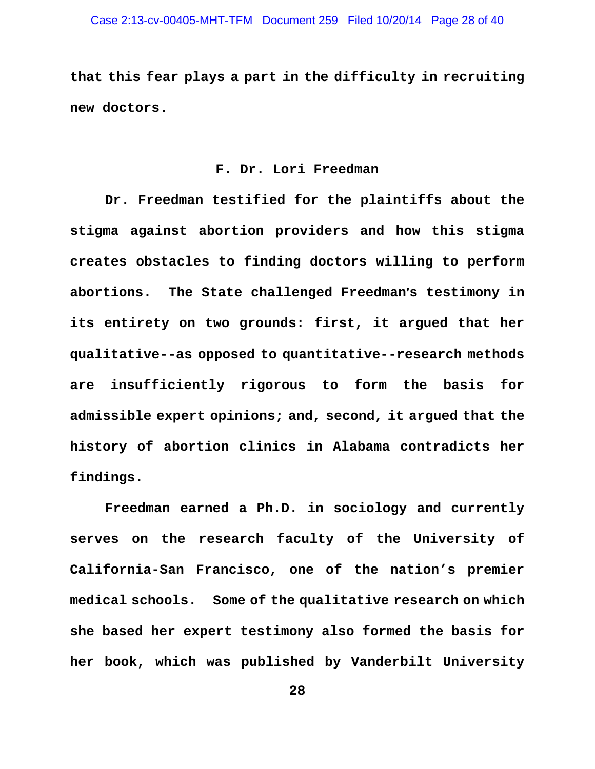that this fear plays a part in the difficulty in recruiting new doctors.

### F. Dr. Lori Freedman

Dr. Freedman testified for the plaintiffs about the stigma against abortion providers and how this stigma creates obstacles to finding doctors willing to perform abortions. The State challenged Freedman's testimony in its entirety on two grounds: first, it argued that her qualitative--as opposed to quantitative--research methods are insufficiently rigorous to form the basis for admissible expert opinions; and, second, it argued that the history of abortion clinics in Alabama contradicts her findings.

Freedman earned a Ph.D. in sociology and currently serves on the research faculty of the University of California-San Francisco, one of the nation's premier medical schools. Some of the qualitative research on which she based her expert testimony also formed the basis for her book, which was published by Vanderbilt University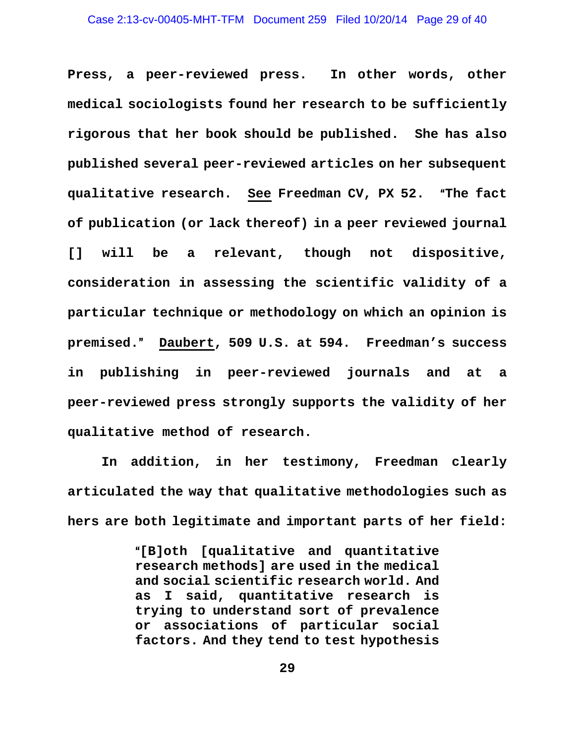Press, a peer-reviewed press. In other words, other medical sociologists found her research to be sufficiently rigorous that her book should be published. She has also published several peer-reviewed articles on her subsequent qualitative research. See Freedman CV, PX 52. "The fact of publication (or lack thereof) in a peer reviewed journal [] will be a relevant, though not dispositive, consideration in assessing the scientific validity of a particular technique or methodology on which an opinion is premised." Daubert, 509 U.S. at 594. Freedman's success in publishing in peer-reviewed journals and at a peer-reviewed press strongly supports the validity of her qualitative method of research.

In addition, in her testimony, Freedman clearly articulated the way that qualitative methodologies such as hers are both legitimate and important parts of her field:

> "[B]oth [qualitative and quantitative research methods] are used in the medical and social scientific research world. And as I said, quantitative research is trying to understand sort of prevalence or associations of particular social factors. And they tend to test hypothesis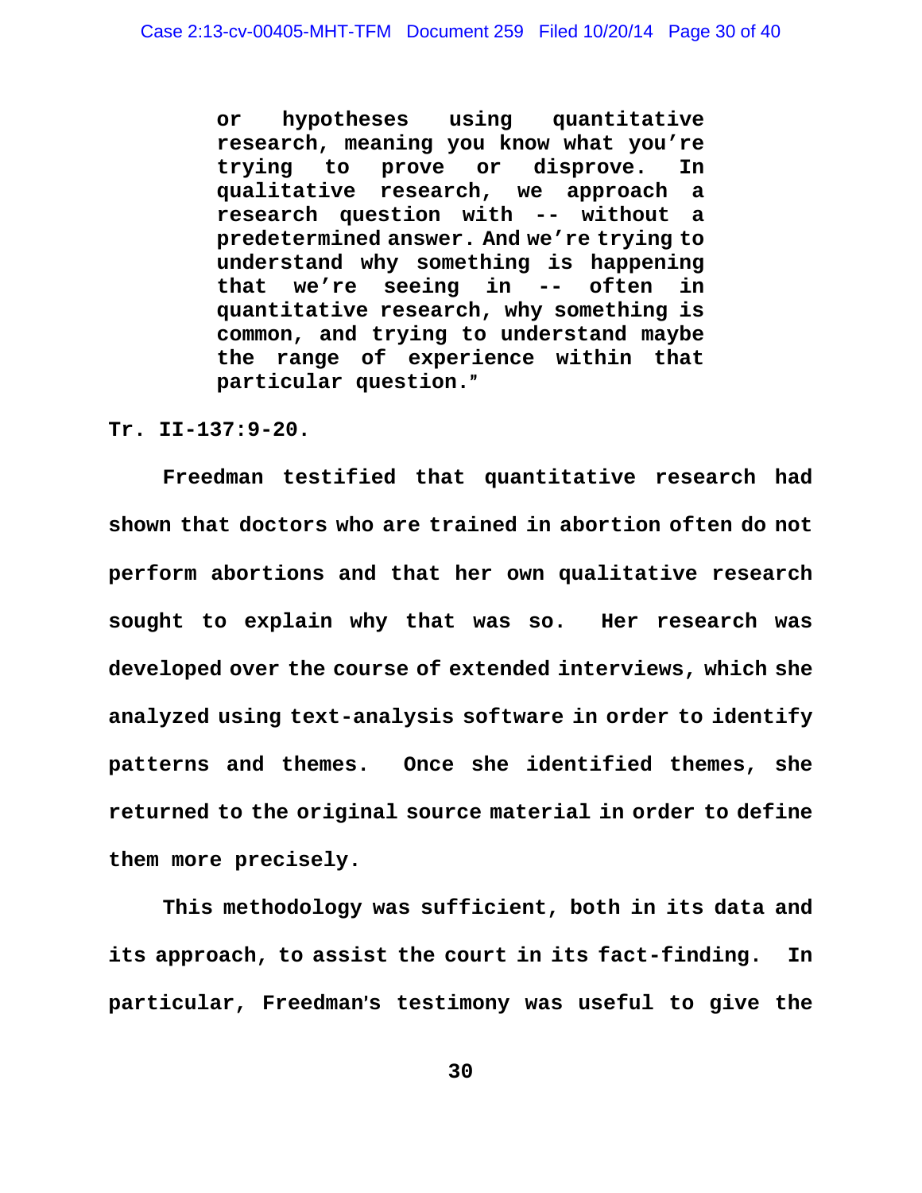> or hypotheses using quantitative research, meaning you know what you're trying to prove or disprove. In qualitative research, we approach a research question with -- without a predetermined answer. And we're trying to understand why something is happening that we're seeing in -- often in quantitative research, why something is common, and trying to understand maybe the range of experience within that particular question."

Tr. II-137:9-20.

Freedman testified that quantitative research had shown that doctors who are trained in abortion often do not perform abortions and that her own qualitative research sought to explain why that was so. Her research was developed over the course of extended interviews, which she analyzed using text-analysis software in order to identify patterns and themes. Once she identified themes, she returned to the original source material in order to define them more precisely.

This methodology was sufficient, both in its data and its approach, to assist the court in its fact-finding. In particular, Freedman's testimony was useful to give the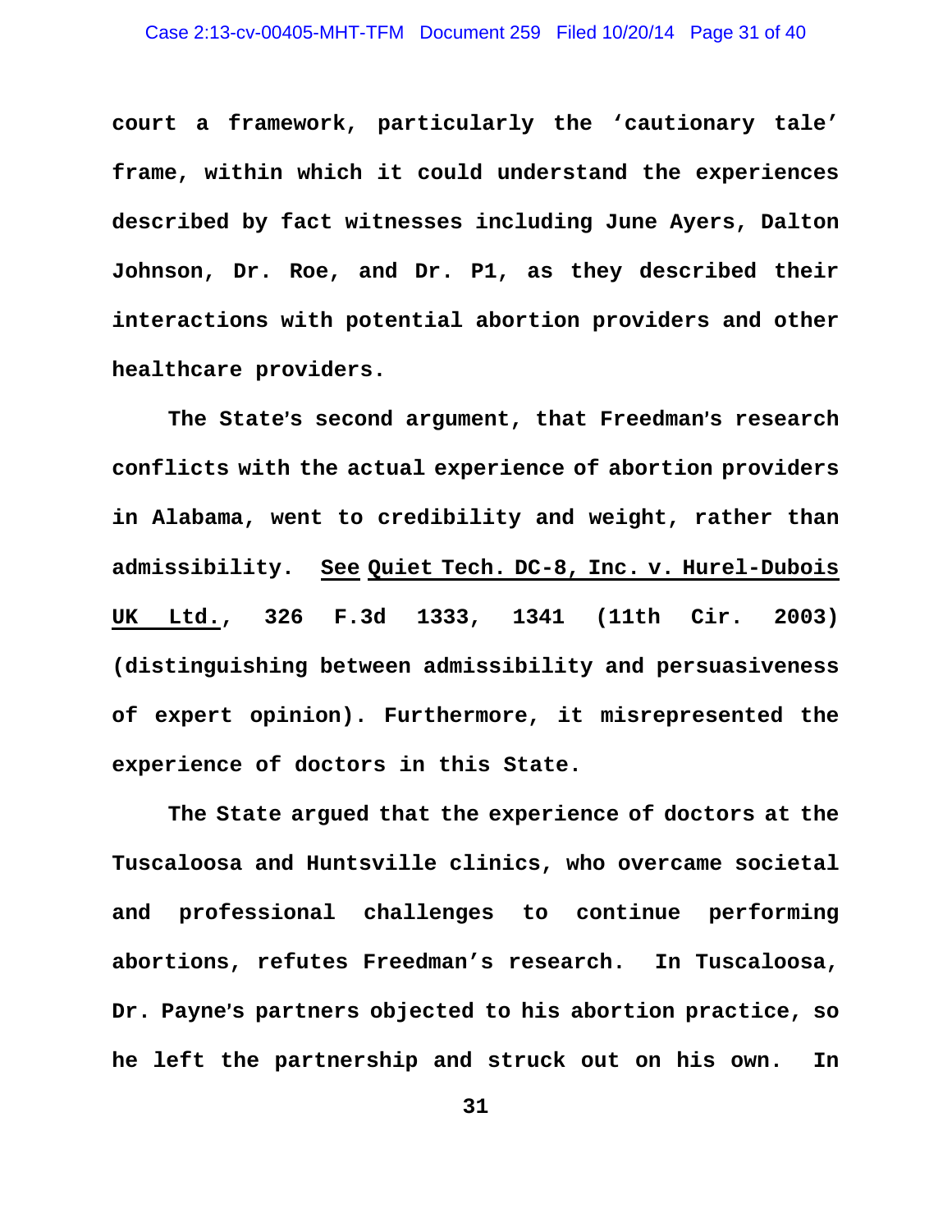court a framework, particularly the 'cautionary tale' frame, within which it could understand the experiences described by fact witnesses including June Ayers, Dalton Johnson, Dr. Roe, and Dr. P1, as they described their interactions with potential abortion providers and other healthcare providers.

The State's second argument, that Freedman's research conflicts with the actual experience of abortion providers in Alabama, went to credibility and weight, rather than admissibility. See Quiet Tech. DC-8, Inc. v. Hurel-Dubois UK Ltd., 326 F.3d 1333, 1341 (11th Cir. 2003) (distinguishing between admissibility and persuasiveness of expert opinion). Furthermore, it misrepresented the experience of doctors in this State.

The State argued that the experience of doctors at the Tuscaloosa and Huntsville clinics, who overcame societal and professional challenges to continue performing abortions, refutes Freedman's research. In Tuscaloosa, Dr. Payne's partners objected to his abortion practice, so he left the partnership and struck out on his own. In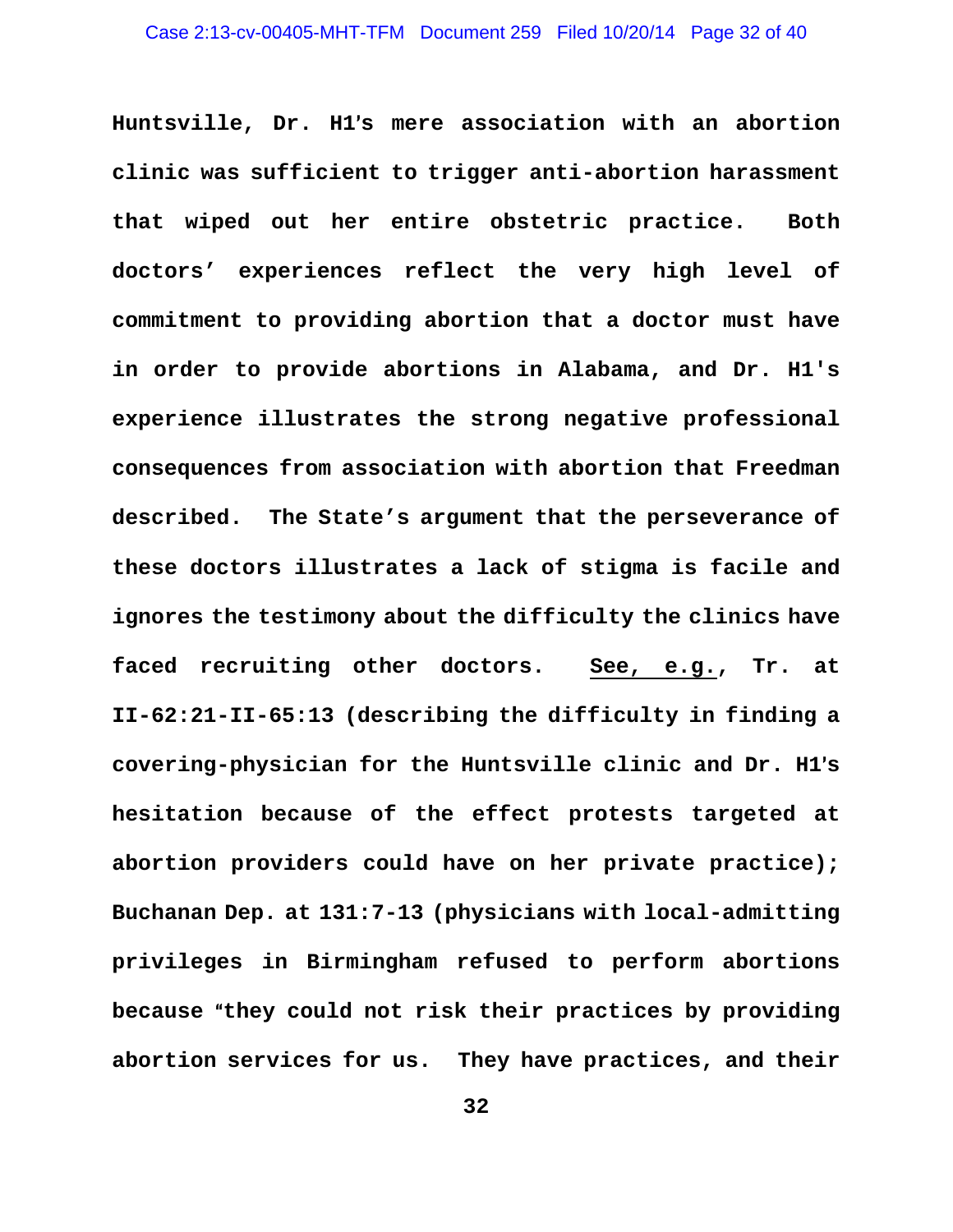**Huntsville, Dr. H1's mere association with an abortion clinic was sufficient to trigger anti-abortion harassment that wiped out her entire obstetric practice. Both doctors' experiences reflect the very high level of commitment to providing abortion that a doctor must have in order to provide abortions in Alabama, and Dr. H1's experience illustrates the strong negative professional consequences from association with abortion that Freedman described. The State's argument that the perseverance of these doctors illustrates a lack of stigma is facile and ignores the testimony about the difficulty the clinics have faced recruiting other doctors. See, e.g., Tr. at II-62:21-II-65:13 (describing the difficulty in finding a covering-physician for the Huntsville clinic and Dr. H1's hesitation because of the effect protests targeted at abortion providers could have on her private practice); Buchanan Dep. at 131:7-13 (physicians with local-admitting privileges in Birmingham refused to perform abortions because "they could not risk their practices by providing abortion services for us. They have practices, and their**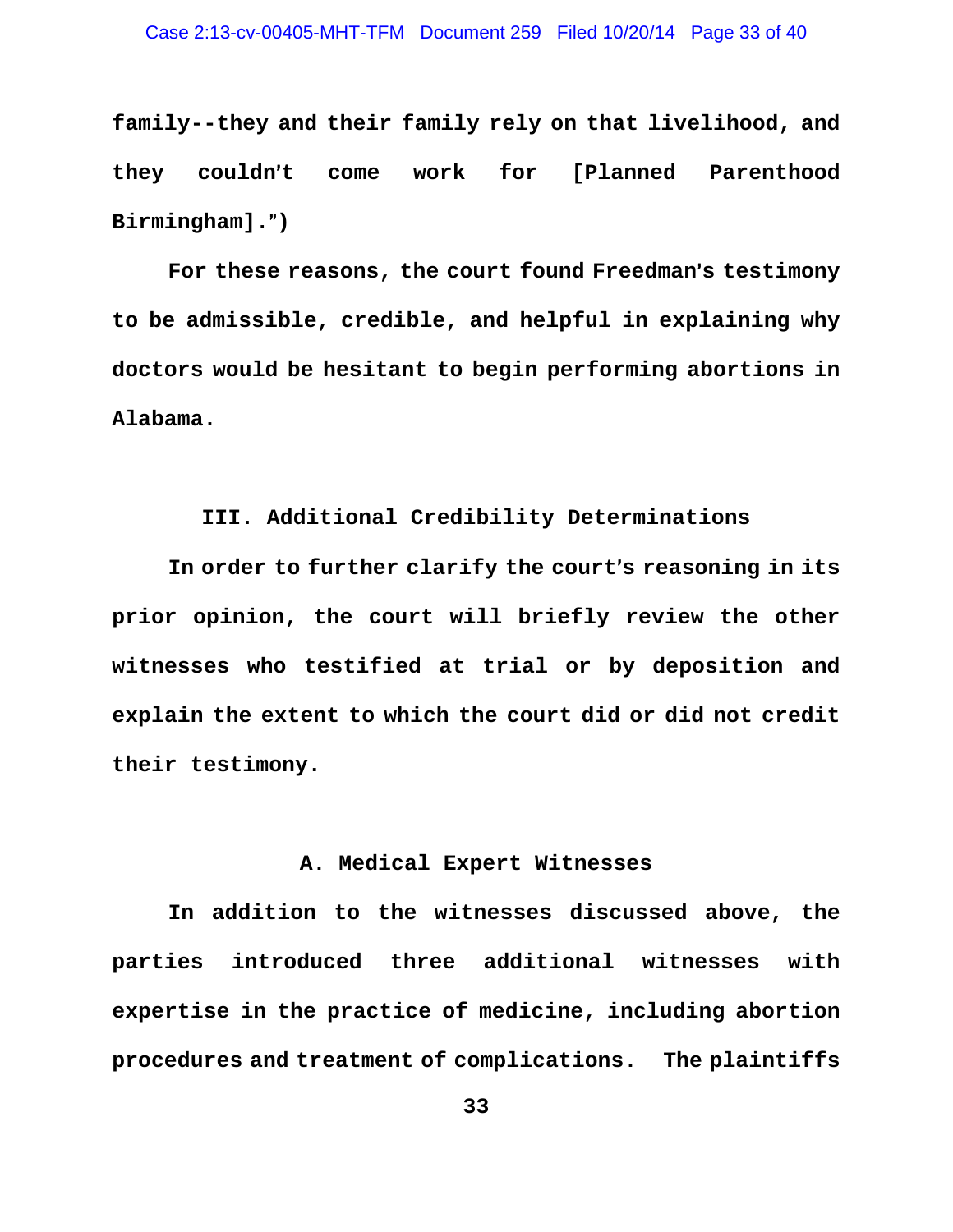family--they and their family rely on that livelihood, and they couldn't come work for [Planned Parenthood Birmingham].")

For these reasons, the court found Freedman's testimony to be admissible, credible, and helpful in explaining why doctors would be hesitant to begin performing abortions in Alabama.

## III. Additional Credibility Determinations

In order to further clarify the court's reasoning in its prior opinion, the court will briefly review the other witnesses who testified at trial or by deposition and explain the extent to which the court did or did not credit their testimony.

### A. Medical Expert Witnesses

In addition to the witnesses discussed above, the parties introduced three additional witnesses with expertise in the practice of medicine, including abortion procedures and treatment of complications. The plaintiffs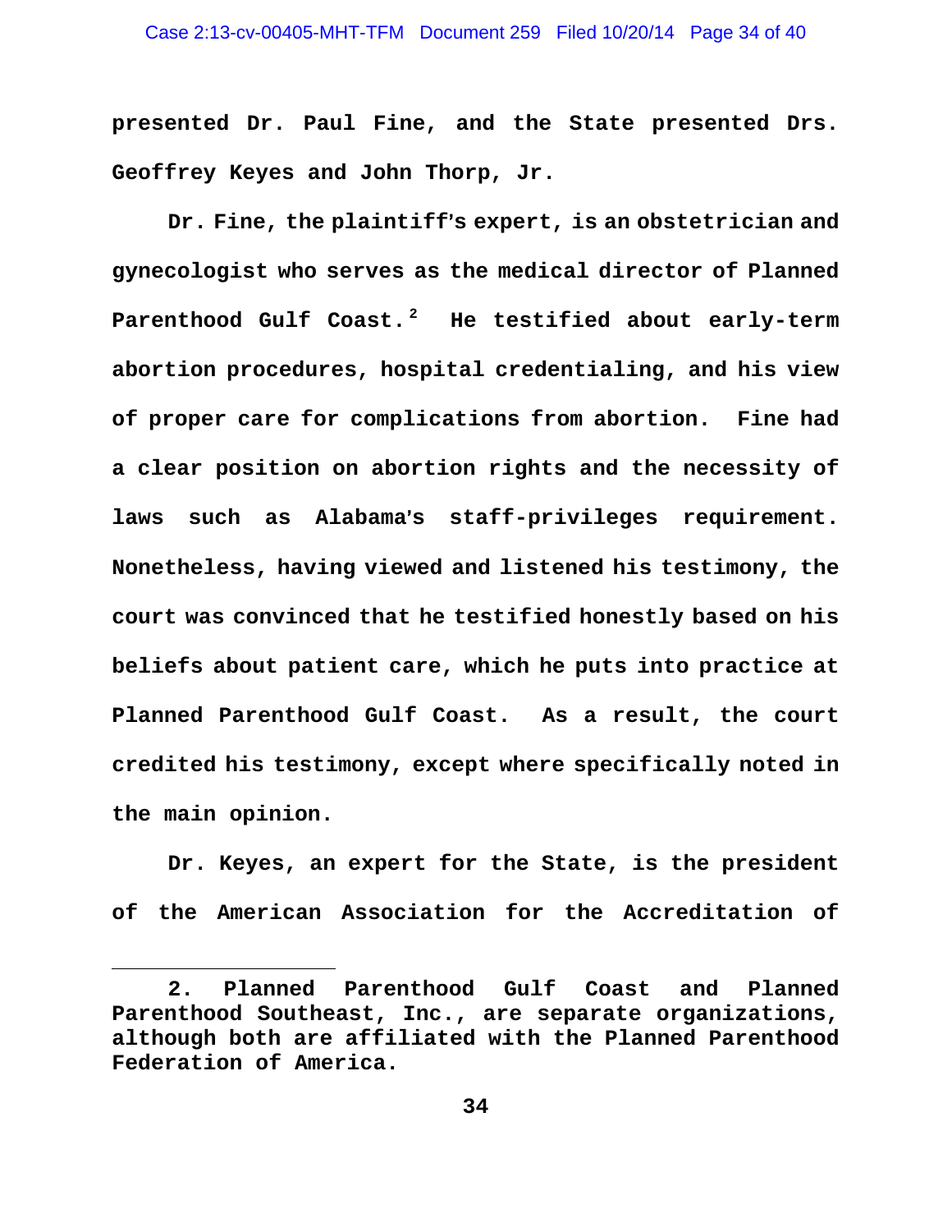presented Dr. Paul Fine, and the State presented Drs. Geoffrey Keyes and John Thorp, Jr.

Dr. Fine, the plaintiff's expert, is an obstetrician and gynecologist who serves as the medical director of Planned Parenthood Gulf Coast.[2] He testified about early-term abortion procedures, hospital credentialing, and his view of proper care for complications from abortion. Fine had a clear position on abortion rights and the necessity of laws such as Alabama's staff-privileges requirement. Nonetheless, having viewed and listened his testimony, the court was convinced that he testified honestly based on his beliefs about patient care, which he puts into practice at Planned Parenthood Gulf Coast. As a result, the court credited his testimony, except where specifically noted in the main opinion.

Dr. Keyes, an expert for the State, is the president of the American Association for the Accreditation of

2. Planned Parenthood Gulf Coast and Planned Parenthood Southeast, Inc., are separate organizations, although both are affiliated with the Planned Parenthood Federation of America.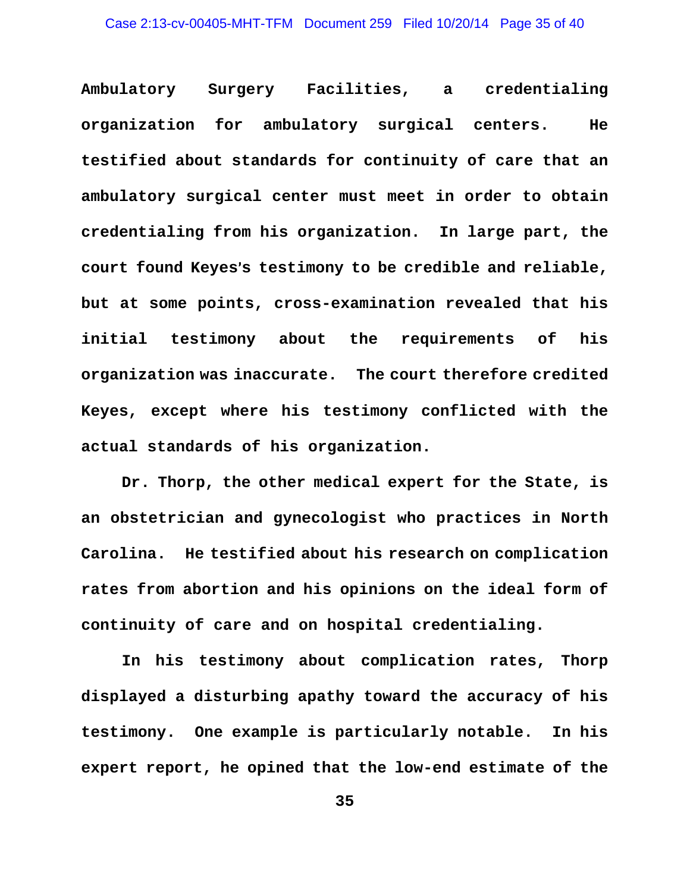Ambulatory Surgery Facilities, a credentialing organization for ambulatory surgical centers. He testified about standards for continuity of care that an ambulatory surgical center must meet in order to obtain credentialing from his organization. In large part, the court found Keyes's testimony to be credible and reliable, but at some points, cross-examination revealed that his initial testimony about the requirements of his organization was inaccurate. The court therefore credited Keyes, except where his testimony conflicted with the actual standards of his organization.

Dr. Thorp, the other medical expert for the State, is an obstetrician and gynecologist who practices in North Carolina. He testified about his research on complication rates from abortion and his opinions on the ideal form of continuity of care and on hospital credentialing.

In his testimony about complication rates, Thorp displayed a disturbing apathy toward the accuracy of his testimony. One example is particularly notable. In his expert report, he opined that the low-end estimate of the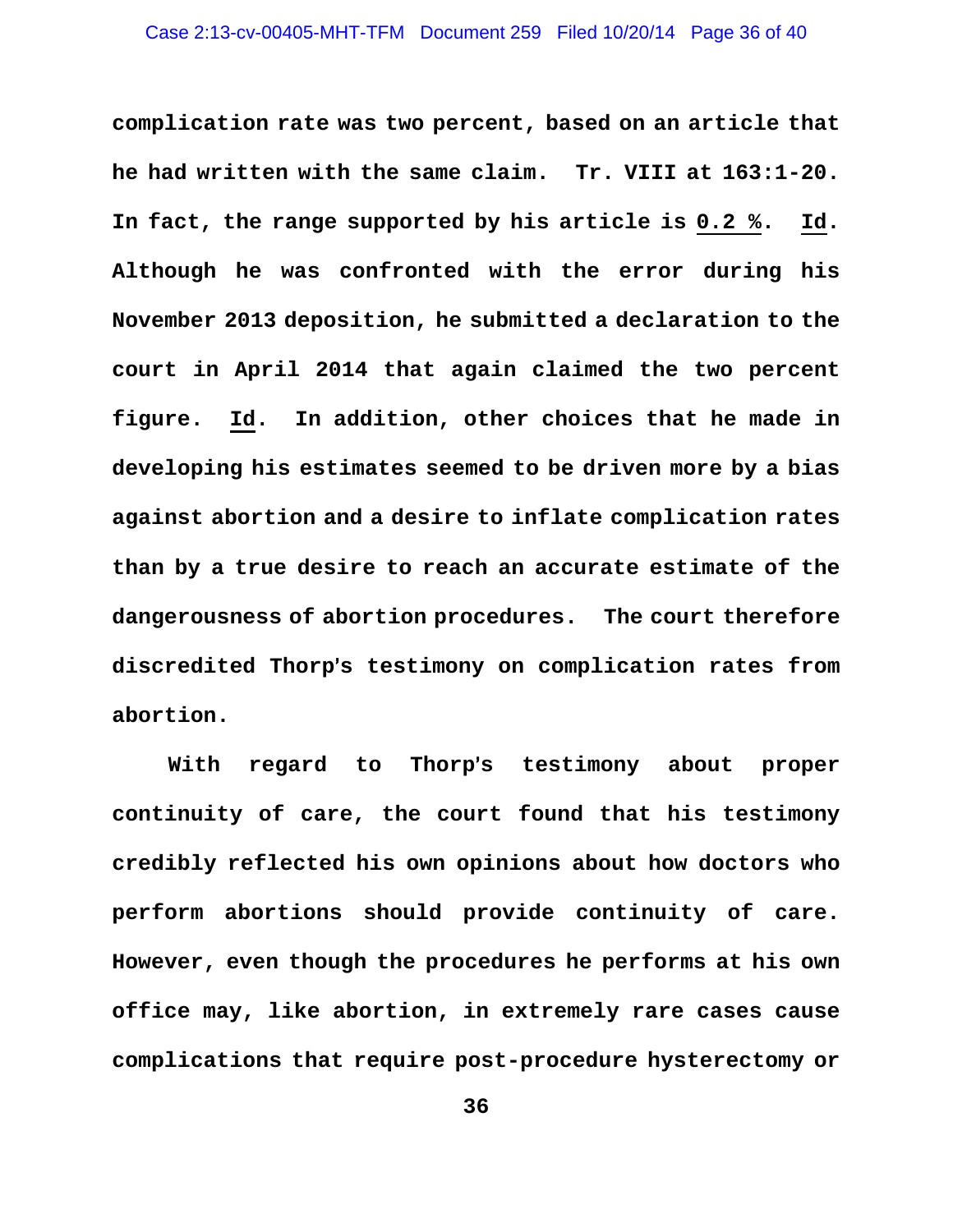**complication rate was two percent, based on an article that he had written with the same claim. Tr. VIII at 163:1-20. In fact, the range supported by his article is 0.2 %. Id. Although he was confronted with the error during his November 2013 deposition, he submitted a declaration to the court in April 2014 that again claimed the two percent figure. Id. In addition, other choices that he made in developing his estimates seemed to be driven more by a bias against abortion and a desire to inflate complication rates than by a true desire to reach an accurate estimate of the dangerousness of abortion procedures. The court therefore discredited Thorp's testimony on complication rates from abortion.**

**With regard to Thorp's testimony about proper continuity of care, the court found that his testimony credibly reflected his own opinions about how doctors who perform abortions should provide continuity of care. However, even though the procedures he performs at his own office may, like abortion, in extremely rare cases cause complications that require post-procedure hysterectomy or**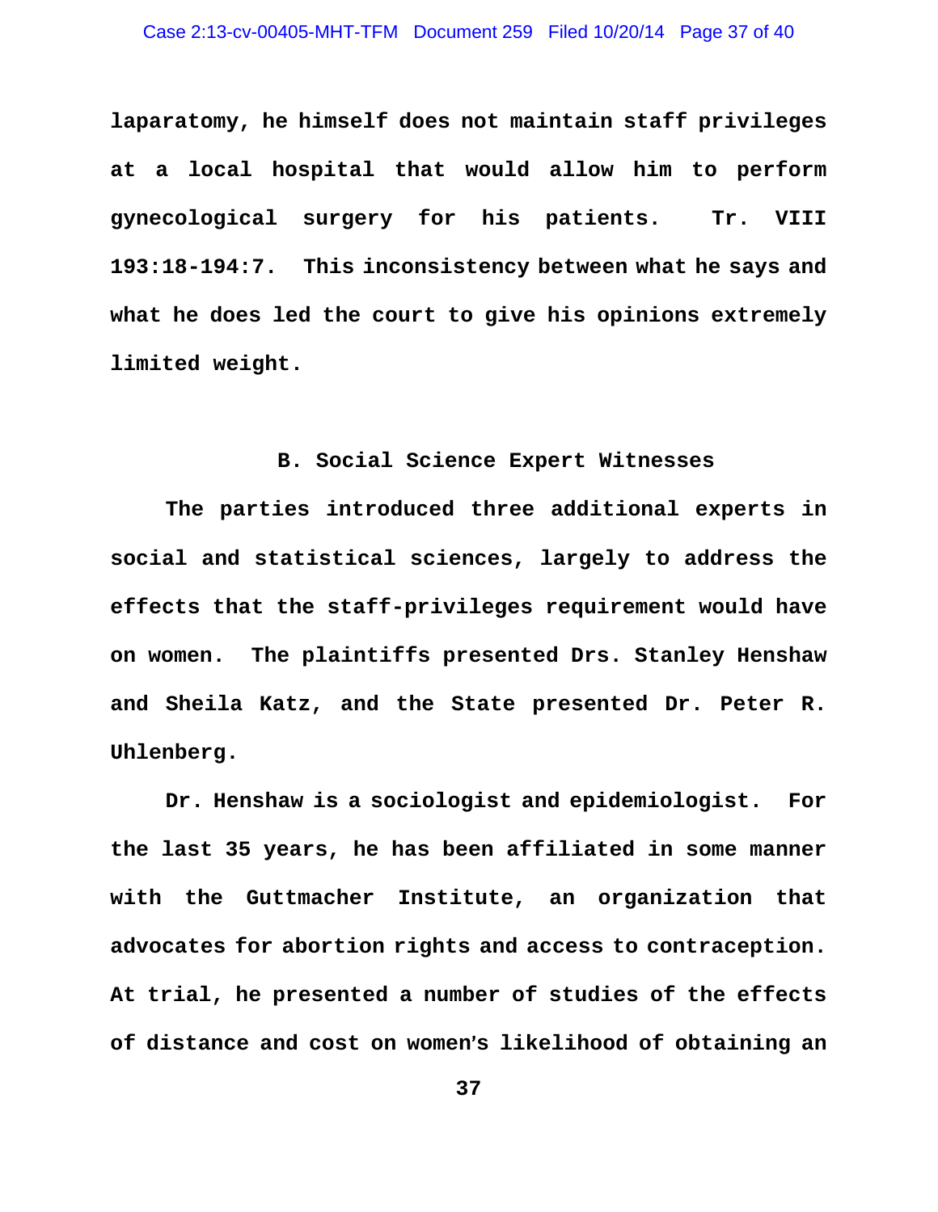laparatomy, he himself does not maintain staff privileges at a local hospital that would allow him to perform gynecological surgery for his patients. Tr. VIII 193:18-194:7. This inconsistency between what he says and what he does led the court to give his opinions extremely limited weight.

### B. Social Science Expert Witnesses

The parties introduced three additional experts in social and statistical sciences, largely to address the effects that the staff-privileges requirement would have on women. The plaintiffs presented Drs. Stanley Henshaw and Sheila Katz, and the State presented Dr. Peter R. Uhlenberg.

Dr. Henshaw is a sociologist and epidemiologist. For the last 35 years, he has been affiliated in some manner with the Guttmacher Institute, an organization that advocates for abortion rights and access to contraception. At trial, he presented a number of studies of the effects of distance and cost on women's likelihood of obtaining an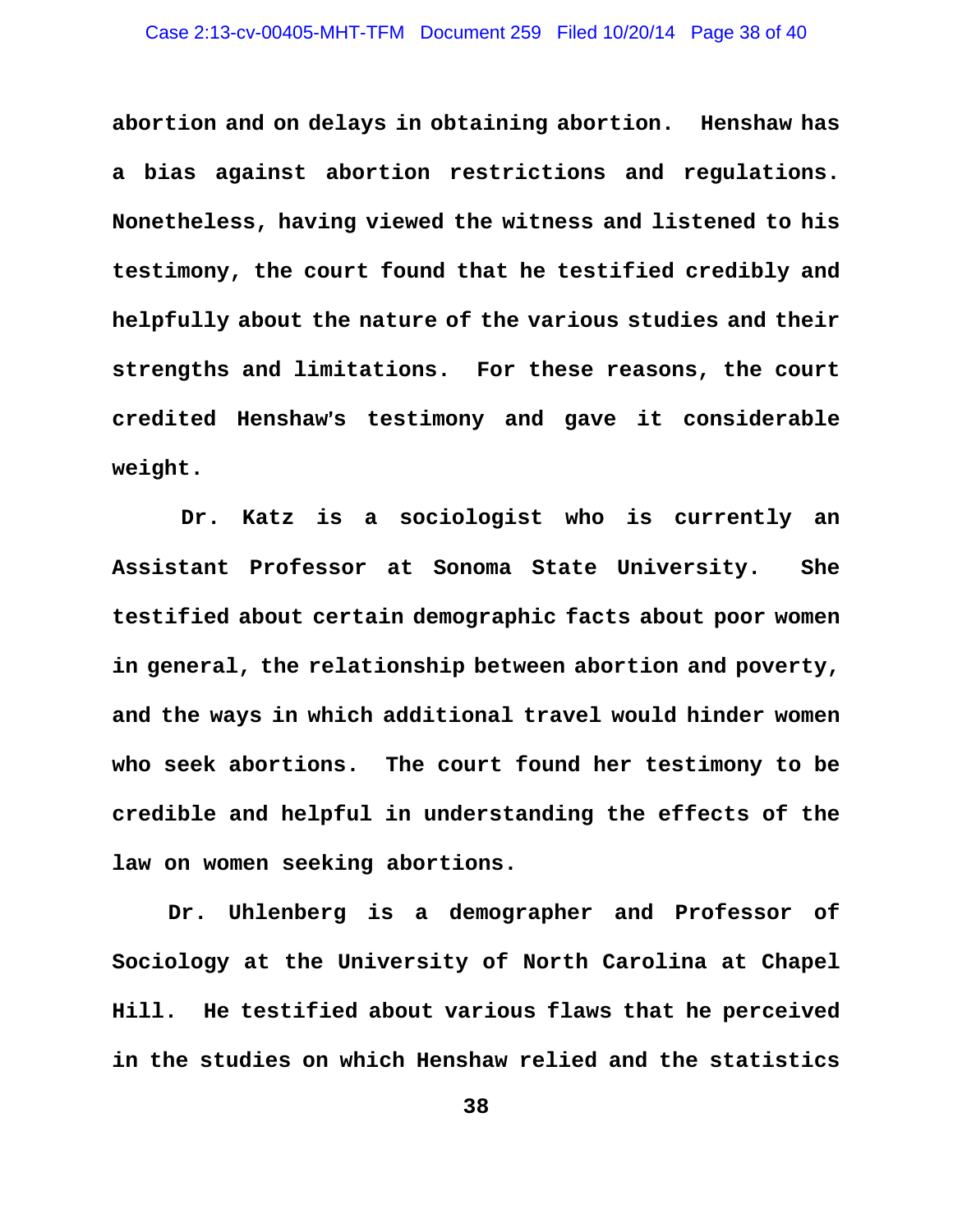abortion and on delays in obtaining abortion. Henshaw has a bias against abortion restrictions and regulations. Nonetheless, having viewed the witness and listened to his testimony, the court found that he testified credibly and helpfully about the nature of the various studies and their strengths and limitations. For these reasons, the court credited Henshaw's testimony and gave it considerable weight.

Dr. Katz is a sociologist who is currently an Assistant Professor at Sonoma State University. She testified about certain demographic facts about poor women in general, the relationship between abortion and poverty, and the ways in which additional travel would hinder women who seek abortions. The court found her testimony to be credible and helpful in understanding the effects of the law on women seeking abortions.

Dr. Uhlenberg is a demographer and Professor of Sociology at the University of North Carolina at Chapel Hill. He testified about various flaws that he perceived in the studies on which Henshaw relied and the statistics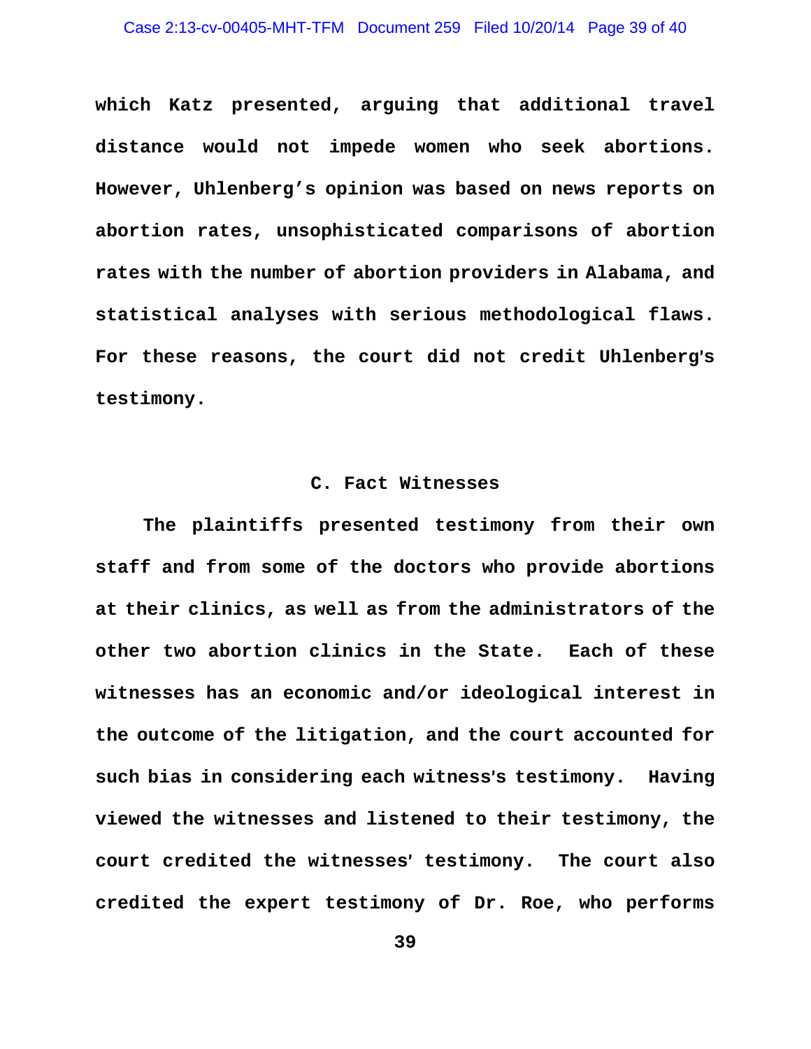which Katz presented, arguing that additional travel distance would not impede women who seek abortions. However, Uhlenberg's opinion was based on news reports on abortion rates, unsophisticated comparisons of abortion rates with the number of abortion providers in Alabama, and statistical analyses with serious methodological flaws. For these reasons, the court did not credit Uhlenberg's testimony.

### C. Fact Witnesses

The plaintiffs presented testimony from their own staff and from some of the doctors who provide abortions at their clinics, as well as from the administrators of the other two abortion clinics in the State. Each of these witnesses has an economic and/or ideological interest in the outcome of the litigation, and the court accounted for such bias in considering each witness's testimony. Having viewed the witnesses and listened to their testimony, the court credited the witnesses' testimony. The court also credited the expert testimony of Dr. Roe, who performs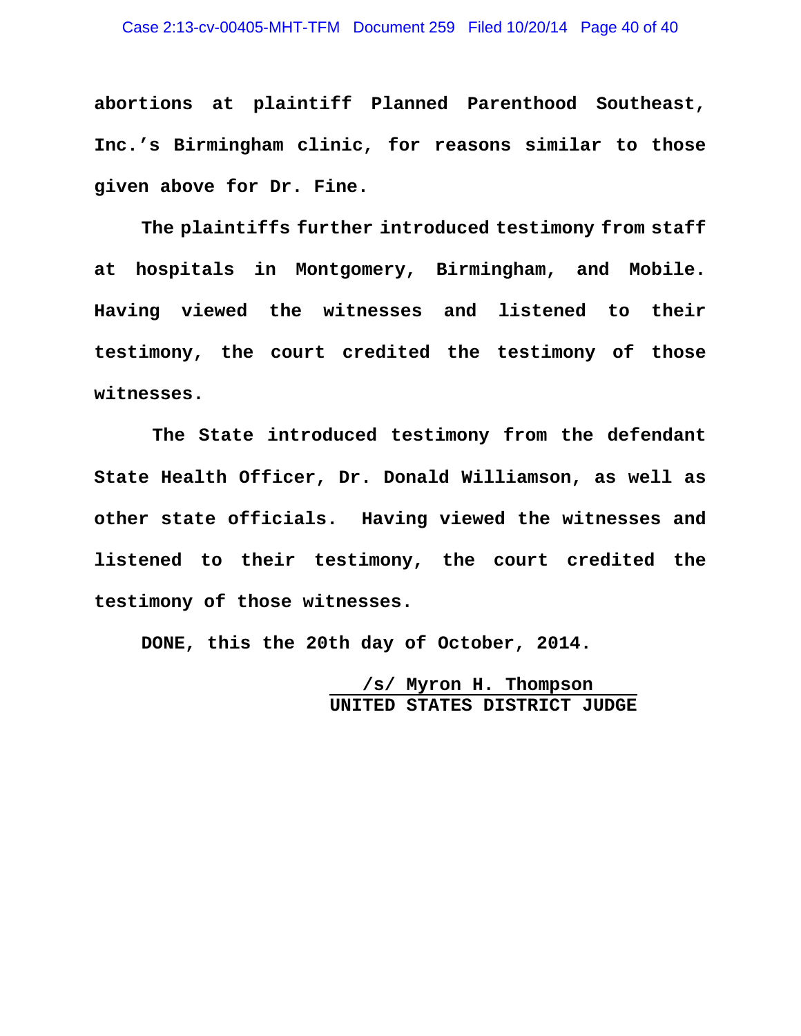**abortions at plaintiff Planned Parenthood Southeast, Inc.'s Birmingham clinic, for reasons similar to those given above for Dr. Fine.**

**The plaintiffs further introduced testimony from staff at hospitals in Montgomery, Birmingham, and Mobile. Having viewed the witnesses and listened to their testimony, the court credited the testimony of those witnesses.**

**The State introduced testimony from the defendant State Health Officer, Dr. Donald Williamson, as well as other state officials. Having viewed the witnesses and listened to their testimony, the court credited the testimony of those witnesses.**

**DONE, this the 20th day of October, 2014.**

**/s/ Myron H. Thompson**
**UNITED STATES DISTRICT JUDGE**